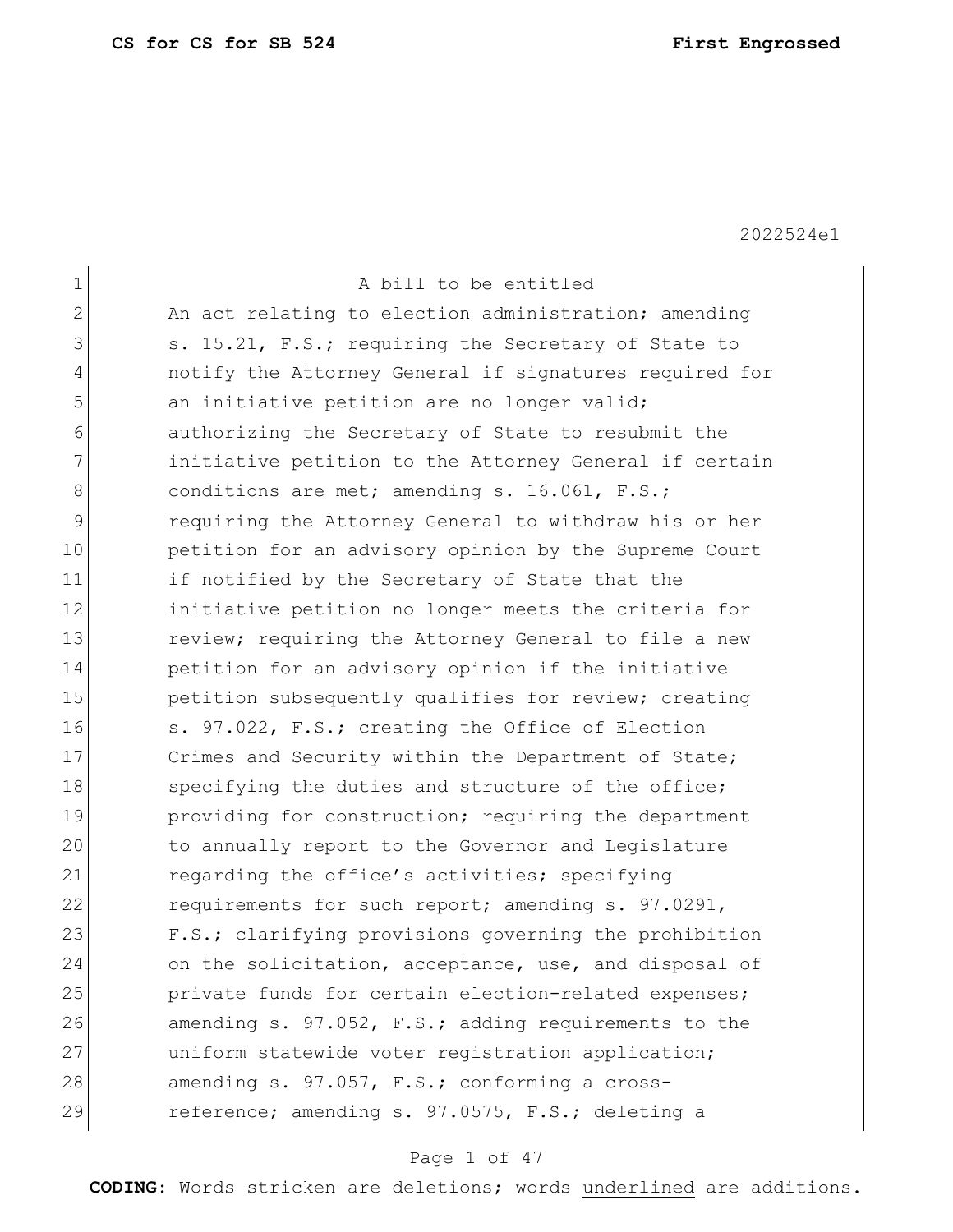2022524e1

A bill to be entitled

An act relating to election administration; amending s. 15.21, F.S.; requiring the Secretary of State to notify the Attorney General if signatures required for an initiative petition are no longer valid; authorizing the Secretary of State to resubmit the initiative petition to the Attorney General if certain conditions are met; amending s. 16.061, F.S.; requiring the Attorney General to withdraw his or her petition for an advisory opinion by the Supreme Court if notified by the Secretary of State that the initiative petition no longer meets the criteria for review; requiring the Attorney General to file a new petition for an advisory opinion if the initiative petition subsequently qualifies for review; creating s. 97.022, F.S.; creating the Office of Election Crimes and Security within the Department of State; specifying the duties and structure of the office; providing for construction; requiring the department to annually report to the Governor and Legislature regarding the office's activities; specifying requirements for such report; amending s. 97.0291, F.S.; clarifying provisions governing the prohibition on the solicitation, acceptance, use, and disposal of private funds for certain election-related expenses; amending s. 97.052, F.S.; adding requirements to the uniform statewide voter registration application; amending s. 97.057, F.S.; conforming a cross-reference; amending s. 97.0575, F.S.; deleting a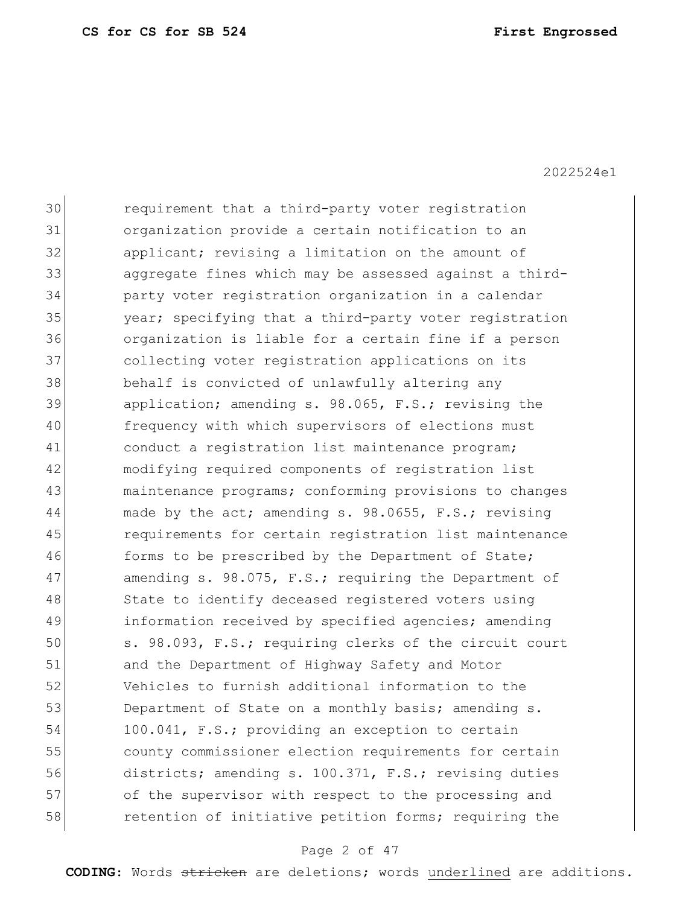requirement that a third-party voter registration organization provide a certain notification to an applicant; revising a limitation on the amount of aggregate fines which may be assessed against a third-party voter registration organization in a calendar year; specifying that a third-party voter registration organization is liable for a certain fine if a person collecting voter registration applications on its behalf is convicted of unlawfully altering any application; amending s. 98.065, F.S.; revising the frequency with which supervisors of elections must conduct a registration list maintenance program; modifying required components of registration list maintenance programs; conforming provisions to changes made by the act; amending s. 98.0655, F.S.; revising requirements for certain registration list maintenance forms to be prescribed by the Department of State; amending s. 98.075, F.S.; requiring the Department of State to identify deceased registered voters using information received by specified agencies; amending s. 98.093, F.S.; requiring clerks of the circuit court and the Department of Highway Safety and Motor Vehicles to furnish additional information to the Department of State on a monthly basis; amending s. 100.041, F.S.; providing an exception to certain county commissioner election requirements for certain districts; amending s. 100.371, F.S.; revising duties of the supervisor with respect to the processing and retention of initiative petition forms; requiring the

**CODING:** Words ~~stricken~~ are deletions; words <u>underlined</u> are additions.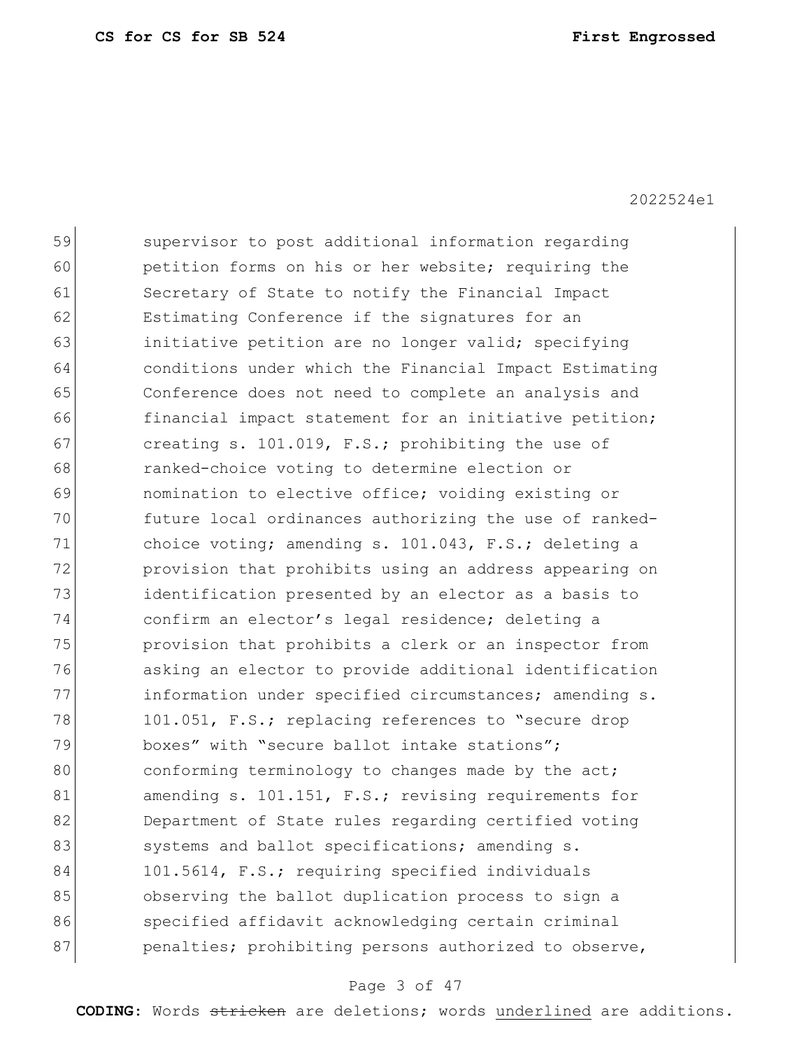59 supervisor to post additional information regarding
60 petition forms on his or her website; requiring the
61 Secretary of State to notify the Financial Impact
62 Estimating Conference if the signatures for an
63 initiative petition are no longer valid; specifying
64 conditions under which the Financial Impact Estimating
65 Conference does not need to complete an analysis and
66 financial impact statement for an initiative petition;
67 creating s. 101.019, F.S.; prohibiting the use of
68 ranked-choice voting to determine election or
69 nomination to elective office; voiding existing or
70 future local ordinances authorizing the use of ranked-
71 choice voting; amending s. 101.043, F.S.; deleting a
72 provision that prohibits using an address appearing on
73 identification presented by an elector as a basis to
74 confirm an elector's legal residence; deleting a
75 provision that prohibits a clerk or an inspector from
76 asking an elector to provide additional identification
77 information under specified circumstances; amending s.
78 101.051, F.S.; replacing references to "secure drop
79 boxes" with "secure ballot intake stations";
80 conforming terminology to changes made by the act;
81 amending s. 101.151, F.S.; revising requirements for
82 Department of State rules regarding certified voting
83 systems and ballot specifications; amending s.
84 101.5614, F.S.; requiring specified individuals
85 observing the ballot duplication process to sign a
86 specified affidavit acknowledging certain criminal
87 penalties; prohibiting persons authorized to observe,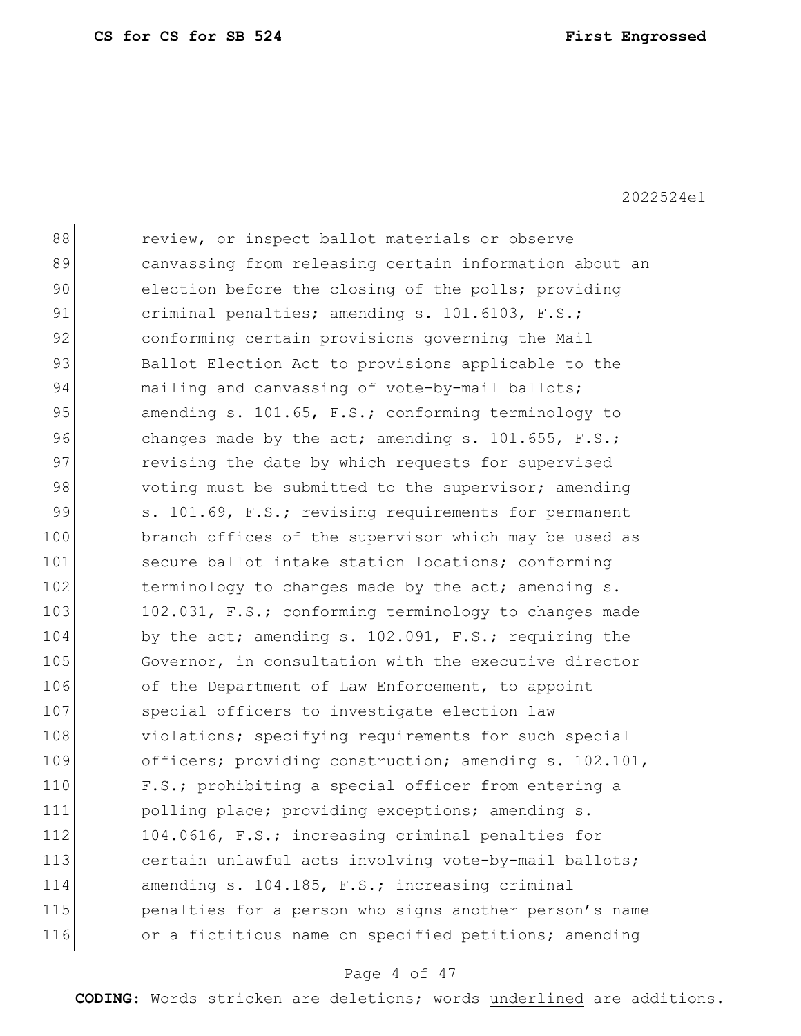88 review, or inspect ballot materials or observe
89 canvassing from releasing certain information about an
90 election before the closing of the polls; providing
91 criminal penalties; amending s. 101.6103, F.S.;
92 conforming certain provisions governing the Mail
93 Ballot Election Act to provisions applicable to the
94 mailing and canvassing of vote-by-mail ballots;
95 amending s. 101.65, F.S.; conforming terminology to
96 changes made by the act; amending s. 101.655, F.S.;
97 revising the date by which requests for supervised
98 voting must be submitted to the supervisor; amending
99 s. 101.69, F.S.; revising requirements for permanent
100 branch offices of the supervisor which may be used as
101 secure ballot intake station locations; conforming
102 terminology to changes made by the act; amending s.
103 102.031, F.S.; conforming terminology to changes made
104 by the act; amending s. 102.091, F.S.; requiring the
105 Governor, in consultation with the executive director
106 of the Department of Law Enforcement, to appoint
107 special officers to investigate election law
108 violations; specifying requirements for such special
109 officers; providing construction; amending s. 102.101,
110 F.S.; prohibiting a special officer from entering a
111 polling place; providing exceptions; amending s.
112 104.0616, F.S.; increasing criminal penalties for
113 certain unlawful acts involving vote-by-mail ballots;
114 amending s. 104.185, F.S.; increasing criminal
115 penalties for a person who signs another person's name
116 or a fictitious name on specified petitions; amending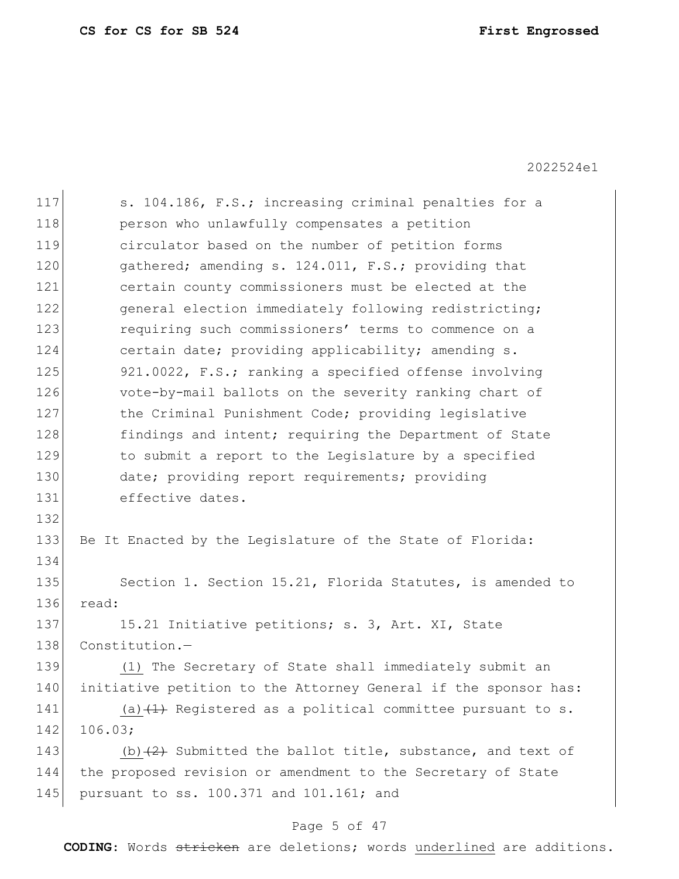s. 104.186, F.S.; increasing criminal penalties for a person who unlawfully compensates a petition circulator based on the number of petition forms gathered; amending s. 124.011, F.S.; providing that certain county commissioners must be elected at the general election immediately following redistricting; requiring such commissioners' terms to commence on a certain date; providing applicability; amending s. 921.0022, F.S.; ranking a specified offense involving vote-by-mail ballots on the severity ranking chart of the Criminal Punishment Code; providing legislative findings and intent; requiring the Department of State to submit a report to the Legislature by a specified date; providing report requirements; providing effective dates.

Be It Enacted by the Legislature of the State of Florida:

Section 1. Section 15.21, Florida Statutes, is amended to read:

15.21 Initiative petitions; s. 3, Art. XI, State Constitution.—

<u>(1)</u> The Secretary of State shall immediately submit an initiative petition to the Attorney General if the sponsor has:

<u>(a)</u>~~(1)~~ Registered as a political committee pursuant to s. 106.03;

<u>(b)</u>~~(2)~~ Submitted the ballot title, substance, and text of the proposed revision or amendment to the Secretary of State pursuant to ss. 100.371 and 101.161; and

**CODING**: Words ~~stricken~~ are deletions; words <u>underlined</u> are additions.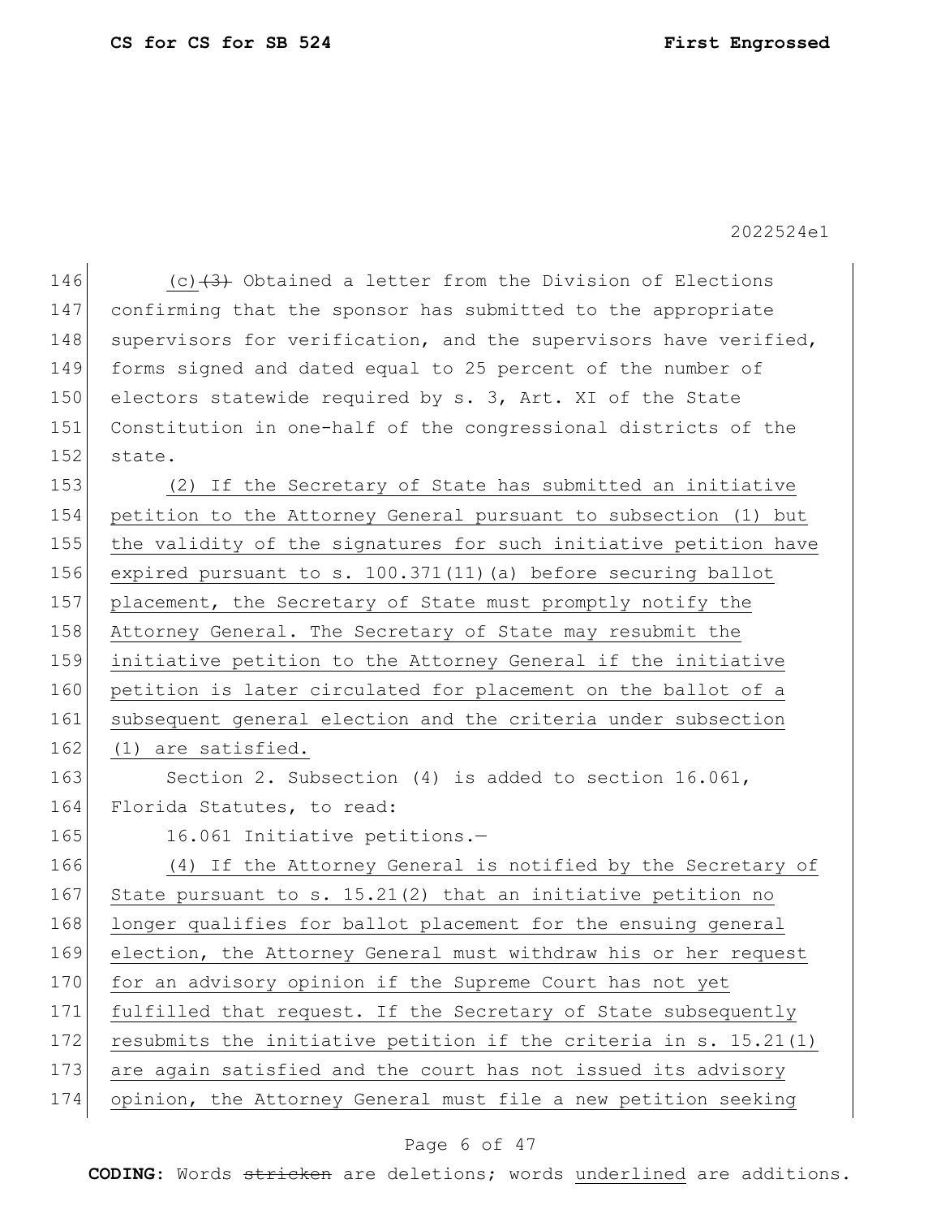(c) ~~(3)~~ Obtained a letter from the Division of Elections confirming that the sponsor has submitted to the appropriate supervisors for verification, and the supervisors have verified, forms signed and dated equal to 25 percent of the number of electors statewide required by s. 3, Art. XI of the State Constitution in one-half of the congressional districts of the state.

(2) If the Secretary of State has submitted an initiative petition to the Attorney General pursuant to subsection (1) but the validity of the signatures for such initiative petition have expired pursuant to s. 100.371(11)(a) before securing ballot placement, the Secretary of State must promptly notify the Attorney General. The Secretary of State may resubmit the initiative petition to the Attorney General if the initiative petition is later circulated for placement on the ballot of a subsequent general election and the criteria under subsection (1) are satisfied.

Section 2. Subsection (4) is added to section 16.061, Florida Statutes, to read:

16.061 Initiative petitions.—

(4) If the Attorney General is notified by the Secretary of State pursuant to s. 15.21(2) that an initiative petition no longer qualifies for ballot placement for the ensuing general election, the Attorney General must withdraw his or her request for an advisory opinion if the Supreme Court has not yet fulfilled that request. If the Secretary of State subsequently resubmits the initiative petition if the criteria in s. 15.21(1) are again satisfied and the court has not issued its advisory opinion, the Attorney General must file a new petition seeking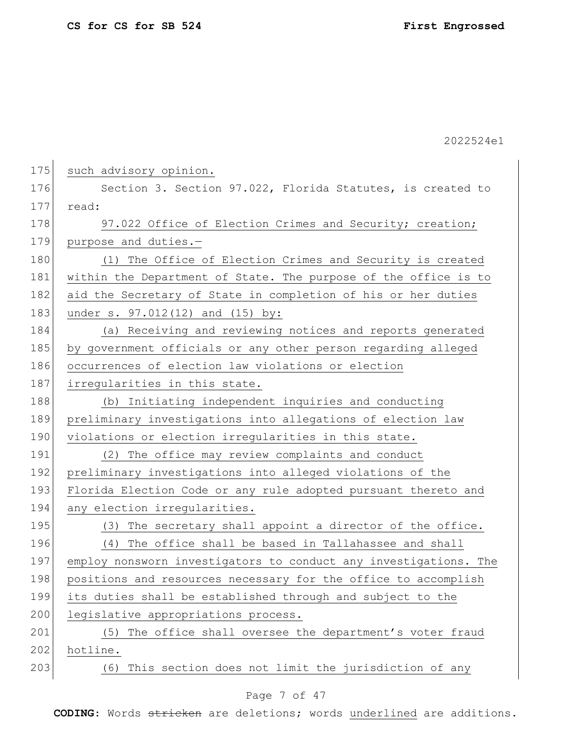such advisory opinion.

Section 3. Section 97.022, Florida Statutes, is created to read:

97.022 Office of Election Crimes and Security; creation; purpose and duties.—

(1) The Office of Election Crimes and Security is created within the Department of State. The purpose of the office is to aid the Secretary of State in completion of his or her duties under s. 97.012(12) and (15) by:

(a) Receiving and reviewing notices and reports generated by government officials or any other person regarding alleged occurrences of election law violations or election irregularities in this state.

(b) Initiating independent inquiries and conducting preliminary investigations into allegations of election law violations or election irregularities in this state.

(2) The office may review complaints and conduct preliminary investigations into alleged violations of the Florida Election Code or any rule adopted pursuant thereto and any election irregularities.

(3) The secretary shall appoint a director of the office.

(4) The office shall be based in Tallahassee and shall employ nonsworn investigators to conduct any investigations. The positions and resources necessary for the office to accomplish its duties shall be established through and subject to the legislative appropriations process.

(5) The office shall oversee the department's voter fraud hotline.

(6) This section does not limit the jurisdiction of any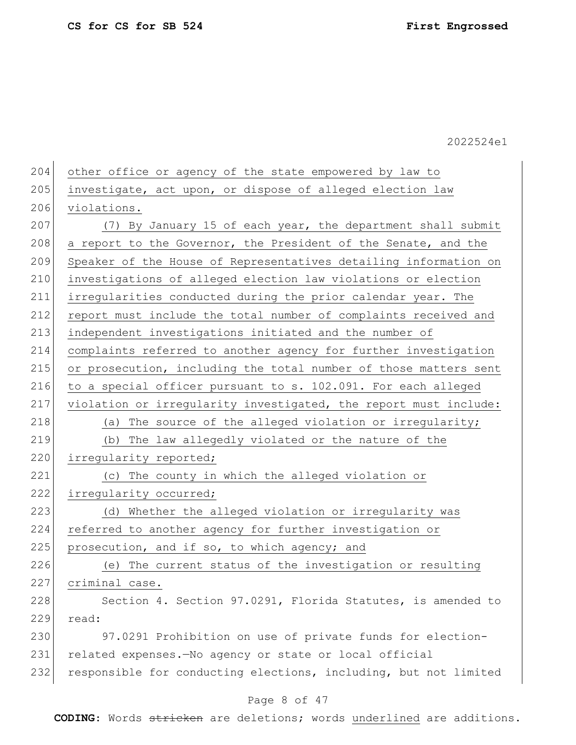other office or agency of the state empowered by law to investigate, act upon, or dispose of alleged election law violations.

(7) By January 15 of each year, the department shall submit a report to the Governor, the President of the Senate, and the Speaker of the House of Representatives detailing information on investigations of alleged election law violations or election irregularities conducted during the prior calendar year. The report must include the total number of complaints received and independent investigations initiated and the number of complaints referred to another agency for further investigation or prosecution, including the total number of those matters sent to a special officer pursuant to s. 102.091. For each alleged violation or irregularity investigated, the report must include:

(a) The source of the alleged violation or irregularity;

(b) The law allegedly violated or the nature of the irregularity reported;

(c) The county in which the alleged violation or irregularity occurred;

(d) Whether the alleged violation or irregularity was referred to another agency for further investigation or prosecution, and if so, to which agency; and

(e) The current status of the investigation or resulting criminal case.

Section 4. Section 97.0291, Florida Statutes, is amended to read:

97.0291 Prohibition on use of private funds for election-related expenses.—No agency or state or local official responsible for conducting elections, including, but not limited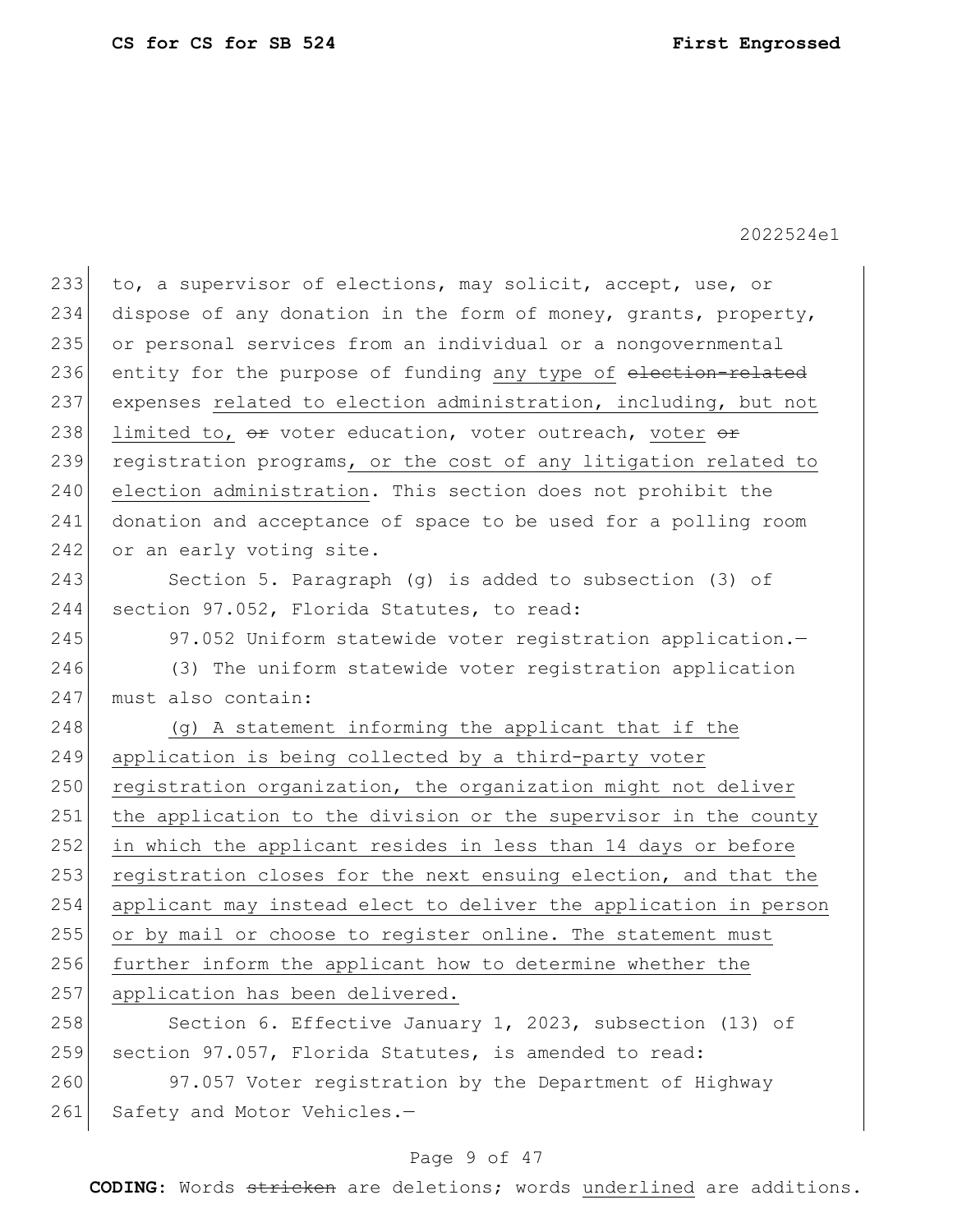to, a supervisor of elections, may solicit, accept, use, or dispose of any donation in the form of money, grants, property, or personal services from an individual or a nongovernmental entity for the purpose of funding any type of ~~election-related~~ expenses related to election administration, including, but not limited to, ~~or~~ voter education, voter outreach, voter ~~or~~ registration programs, or the cost of any litigation related to election administration. This section does not prohibit the donation and acceptance of space to be used for a polling room or an early voting site.

Section 5. Paragraph (g) is added to subsection (3) of section 97.052, Florida Statutes, to read:

97.052 Uniform statewide voter registration application.—

(3) The uniform statewide voter registration application must also contain:

(g) A statement informing the applicant that if the application is being collected by a third-party voter registration organization, the organization might not deliver the application to the division or the supervisor in the county in which the applicant resides in less than 14 days or before registration closes for the next ensuing election, and that the applicant may instead elect to deliver the application in person or by mail or choose to register online. The statement must further inform the applicant how to determine whether the application has been delivered.

Section 6. Effective January 1, 2023, subsection (13) of section 97.057, Florida Statutes, is amended to read:

97.057 Voter registration by the Department of Highway Safety and Motor Vehicles.—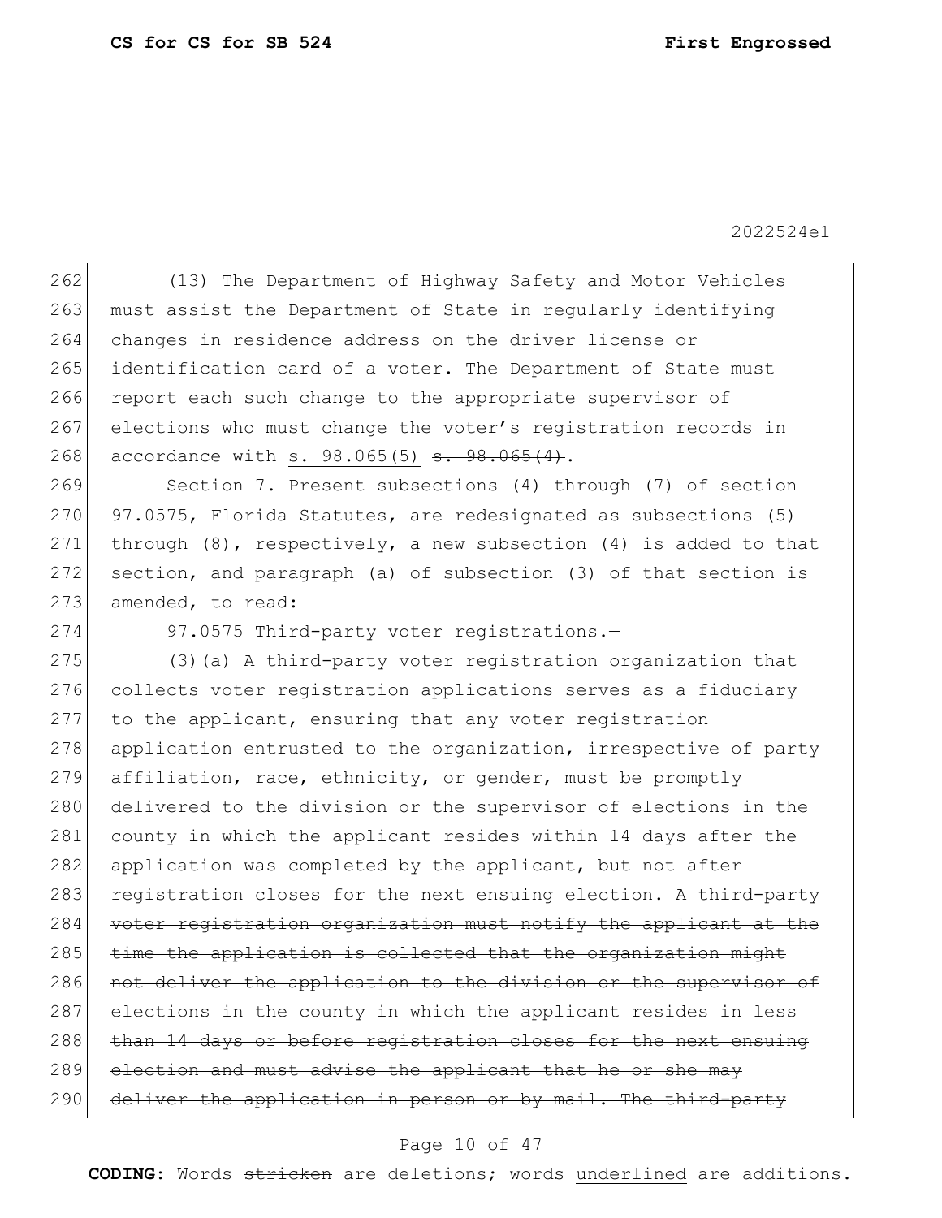(13) The Department of Highway Safety and Motor Vehicles must assist the Department of State in regularly identifying changes in residence address on the driver license or identification card of a voter. The Department of State must report each such change to the appropriate supervisor of elections who must change the voter's registration records in accordance with <u>s. 98.065(5)</u> ~~s. 98.065(4)~~.

Section 7. Present subsections (4) through (7) of section 97.0575, Florida Statutes, are redesignated as subsections (5) through (8), respectively, a new subsection (4) is added to that section, and paragraph (a) of subsection (3) of that section is amended, to read:

97.0575 Third-party voter registrations.—

(3)(a) A third-party voter registration organization that collects voter registration applications serves as a fiduciary to the applicant, ensuring that any voter registration application entrusted to the organization, irrespective of party affiliation, race, ethnicity, or gender, must be promptly delivered to the division or the supervisor of elections in the county in which the applicant resides within 14 days after the application was completed by the applicant, but not after registration closes for the next ensuing election. ~~A third-party voter registration organization must notify the applicant at the time the application is collected that the organization might not deliver the application to the division or the supervisor of elections in the county in which the applicant resides in less than 14 days or before registration closes for the next ensuing election and must advise the applicant that he or she may deliver the application in person or by mail. The third-party~~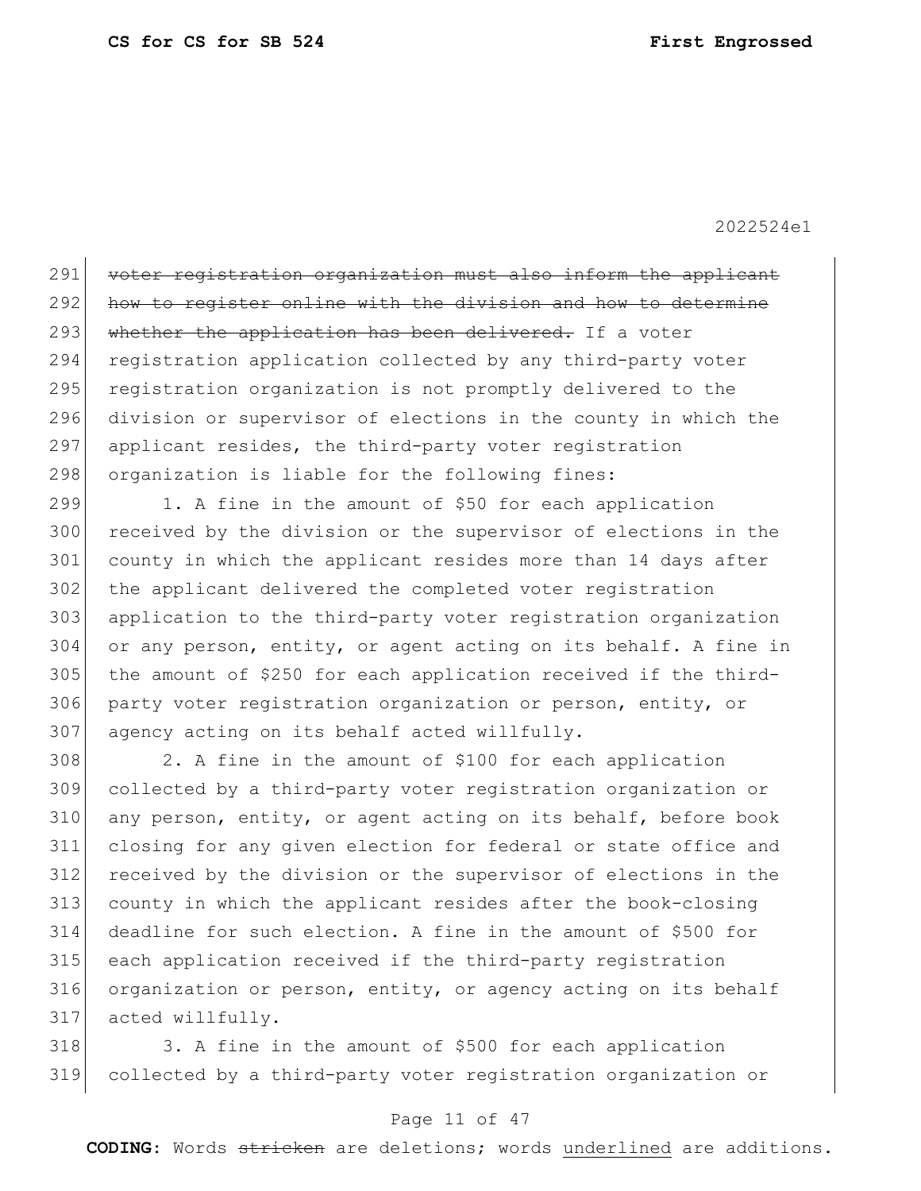~~voter registration organization must also inform the applicant how to register online with the division and how to determine whether the application has been delivered.~~ If a voter registration application collected by any third-party voter registration organization is not promptly delivered to the division or supervisor of elections in the county in which the applicant resides, the third-party voter registration organization is liable for the following fines:

1. A fine in the amount of $50 for each application received by the division or the supervisor of elections in the county in which the applicant resides more than 14 days after the applicant delivered the completed voter registration application to the third-party voter registration organization or any person, entity, or agent acting on its behalf. A fine in the amount of $250 for each application received if the third-party voter registration organization or person, entity, or agency acting on its behalf acted willfully.

2. A fine in the amount of $100 for each application collected by a third-party voter registration organization or any person, entity, or agent acting on its behalf, before book closing for any given election for federal or state office and received by the division or the supervisor of elections in the county in which the applicant resides after the book-closing deadline for such election. A fine in the amount of $500 for each application received if the third-party registration organization or person, entity, or agency acting on its behalf acted willfully.

3. A fine in the amount of $500 for each application collected by a third-party voter registration organization or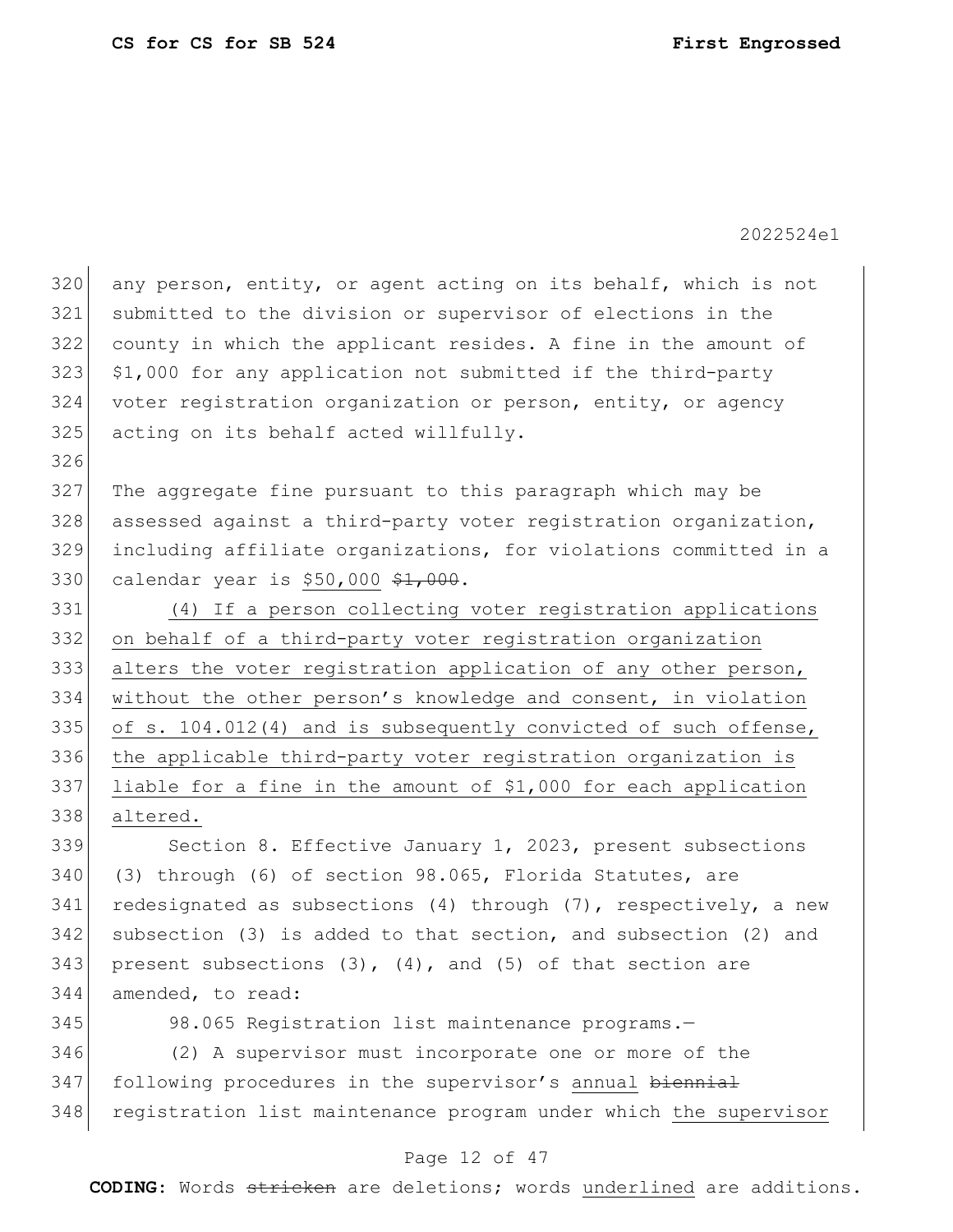any person, entity, or agent acting on its behalf, which is not submitted to the division or supervisor of elections in the county in which the applicant resides. A fine in the amount of $1,000 for any application not submitted if the third-party voter registration organization or person, entity, or agency acting on its behalf acted willfully.

The aggregate fine pursuant to this paragraph which may be assessed against a third-party voter registration organization, including affiliate organizations, for violations committed in a calendar year is <u>$50,000</u> ~~$1,000~~.

<u>(4) If a person collecting voter registration applications on behalf of a third-party voter registration organization alters the voter registration application of any other person, without the other person's knowledge and consent, in violation of s. 104.012(4) and is subsequently convicted of such offense, the applicable third-party voter registration organization is liable for a fine in the amount of $1,000 for each application altered.</u>

Section 8. Effective January 1, 2023, present subsections (3) through (6) of section 98.065, Florida Statutes, are redesignated as subsections (4) through (7), respectively, a new subsection (3) is added to that section, and subsection (2) and present subsections (3), (4), and (5) of that section are amended, to read:

98.065 Registration list maintenance programs.—

(2) A supervisor must incorporate one or more of the following procedures in the supervisor's <u>annual</u> ~~biennial~~ registration list maintenance program under which <u>the supervisor</u>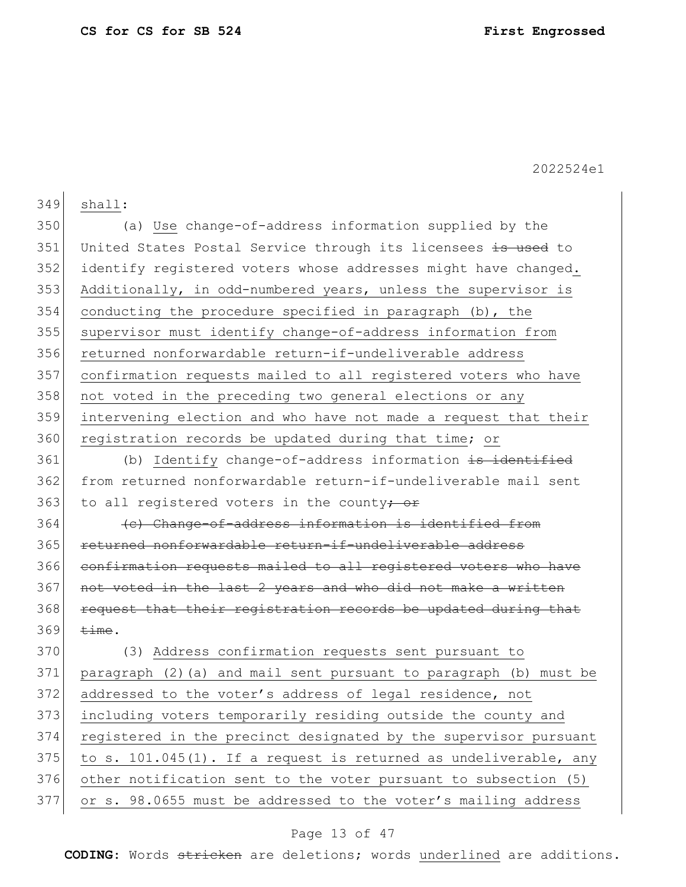shall:

(a) <u>Use</u> change-of-address information supplied by the United States Postal Service through its licensees ~~is used~~ to identify registered voters whose addresses might have changed<u>. Additionally, in odd-numbered years, unless the supervisor is conducting the procedure specified in paragraph (b), the supervisor must identify change-of-address information from returned nonforwardable return-if-undeliverable address confirmation requests mailed to all registered voters who have not voted in the preceding two general elections or any intervening election and who have not made a request that their registration records be updated during that time</u>; <u>or</u>

(b) <u>Identify</u> change-of-address information ~~is identified~~ from returned nonforwardable return-if-undeliverable mail sent to all registered voters in the county~~; or~~

~~(c) Change-of-address information is identified from returned nonforwardable return-if-undeliverable address confirmation requests mailed to all registered voters who have not voted in the last 2 years and who did not make a written request that their registration records be updated during that time~~.

(3) <u>Address confirmation requests sent pursuant to paragraph (2)(a) and mail sent pursuant to paragraph (b) must be addressed to the voter's address of legal residence, not including voters temporarily residing outside the county and registered in the precinct designated by the supervisor pursuant to s. 101.045(1). If a request is returned as undeliverable, any other notification sent to the voter pursuant to subsection (5) or s. 98.0655 must be addressed to the voter's mailing address</u>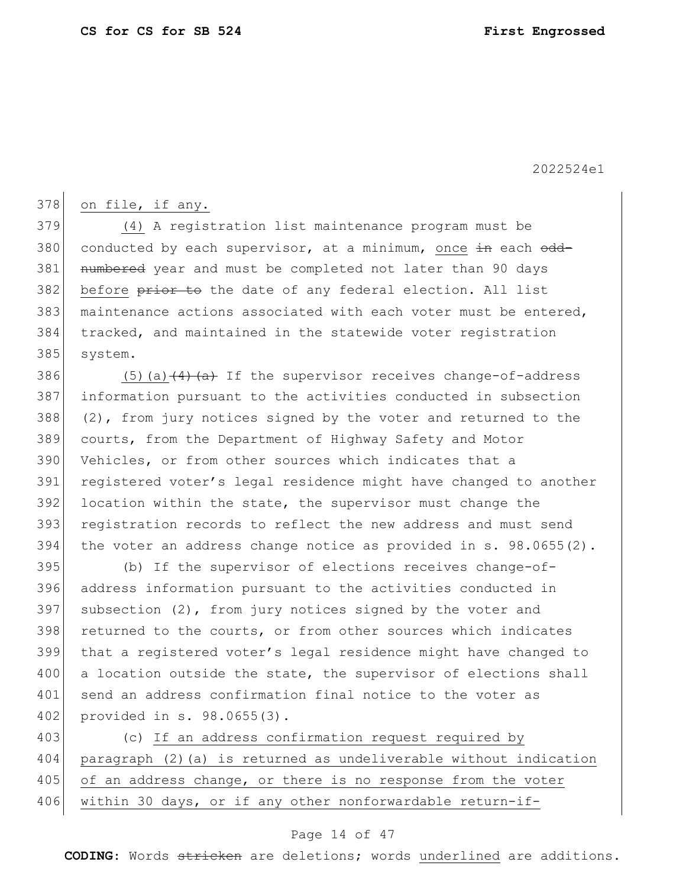on file, if any.

(4) A registration list maintenance program must be conducted by each supervisor, at a minimum, once ~~in~~ each ~~odd-numbered~~ year and must be completed not later than 90 days before ~~prior to~~ the date of any federal election. All list maintenance actions associated with each voter must be entered, tracked, and maintained in the statewide voter registration system.

(5)(a) ~~(4)(a)~~ If the supervisor receives change-of-address information pursuant to the activities conducted in subsection (2), from jury notices signed by the voter and returned to the courts, from the Department of Highway Safety and Motor Vehicles, or from other sources which indicates that a registered voter's legal residence might have changed to another location within the state, the supervisor must change the registration records to reflect the new address and must send the voter an address change notice as provided in s. 98.0655(2).

(b) If the supervisor of elections receives change-of-address information pursuant to the activities conducted in subsection (2), from jury notices signed by the voter and returned to the courts, or from other sources which indicates that a registered voter's legal residence might have changed to a location outside the state, the supervisor of elections shall send an address confirmation final notice to the voter as provided in s. 98.0655(3).

(c) If an address confirmation request required by paragraph (2)(a) is returned as undeliverable without indication of an address change, or there is no response from the voter within 30 days, or if any other nonforwardable return-if-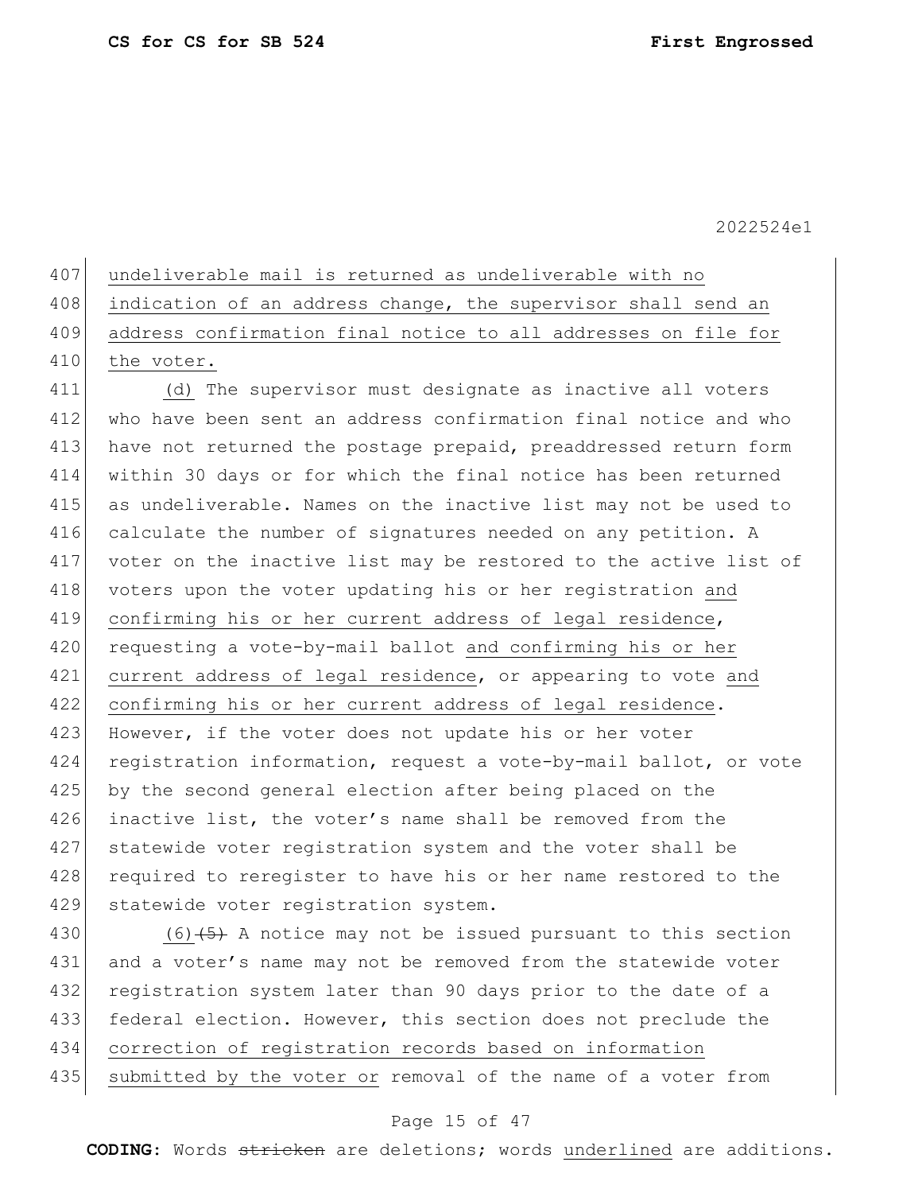undeliverable mail is returned as undeliverable with no indication of an address change, the supervisor shall send an address confirmation final notice to all addresses on file for the voter.

(d) The supervisor must designate as inactive all voters who have been sent an address confirmation final notice and who have not returned the postage prepaid, preaddressed return form within 30 days or for which the final notice has been returned as undeliverable. Names on the inactive list may not be used to calculate the number of signatures needed on any petition. A voter on the inactive list may be restored to the active list of voters upon the voter updating his or her registration and confirming his or her current address of legal residence, requesting a vote-by-mail ballot and confirming his or her current address of legal residence, or appearing to vote and confirming his or her current address of legal residence. However, if the voter does not update his or her voter registration information, request a vote-by-mail ballot, or vote by the second general election after being placed on the inactive list, the voter's name shall be removed from the statewide voter registration system and the voter shall be required to reregister to have his or her name restored to the statewide voter registration system.

(6) ~~(5)~~ A notice may not be issued pursuant to this section and a voter's name may not be removed from the statewide voter registration system later than 90 days prior to the date of a federal election. However, this section does not preclude the correction of registration records based on information submitted by the voter or removal of the name of a voter from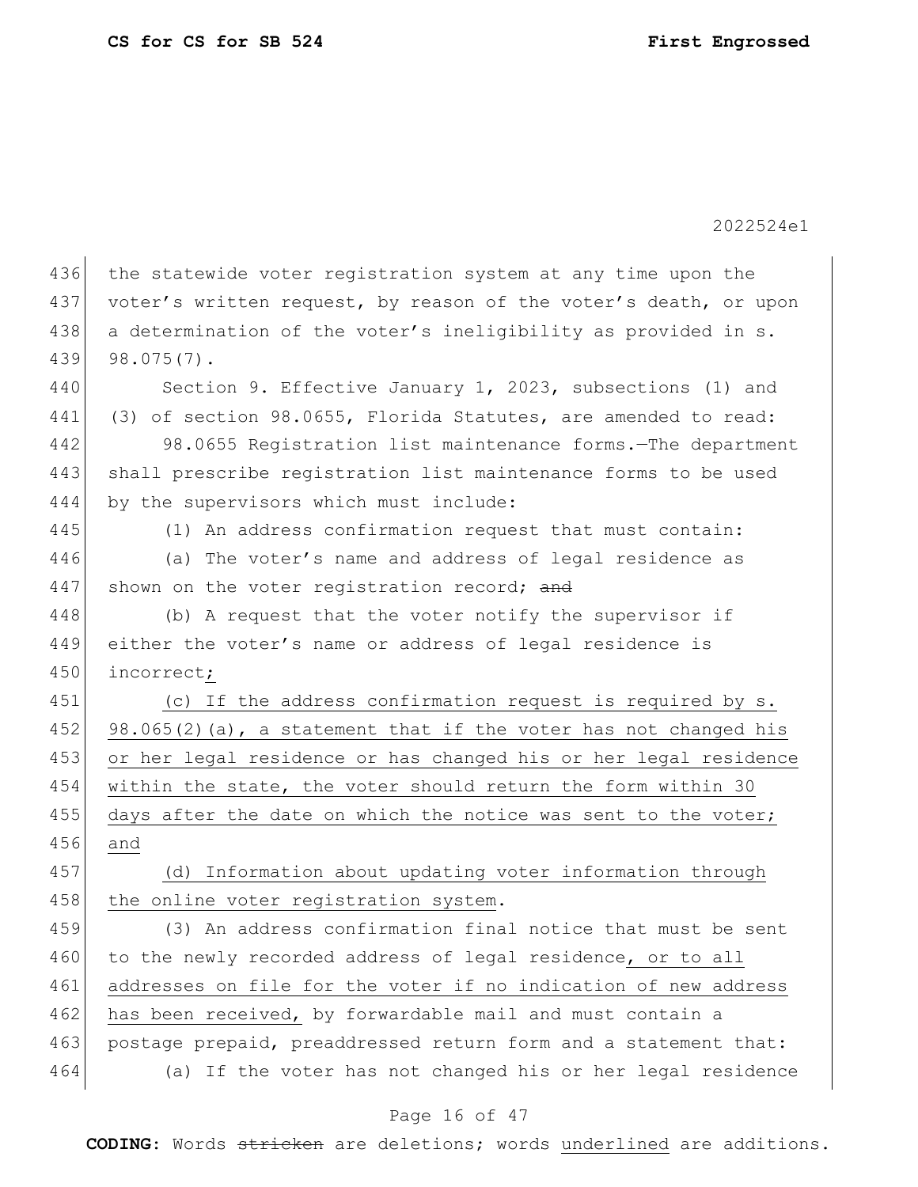the statewide voter registration system at any time upon the voter's written request, by reason of the voter's death, or upon a determination of the voter's ineligibility as provided in s. 98.075(7).

Section 9. Effective January 1, 2023, subsections (1) and (3) of section 98.0655, Florida Statutes, are amended to read:

98.0655 Registration list maintenance forms.—The department shall prescribe registration list maintenance forms to be used by the supervisors which must include:

(1) An address confirmation request that must contain:

(a) The voter's name and address of legal residence as shown on the voter registration record; ~~and~~

(b) A request that the voter notify the supervisor if either the voter's name or address of legal residence is incorrect<u>;</u>

<u>(c) If the address confirmation request is required by s. 98.065(2)(a), a statement that if the voter has not changed his or her legal residence or has changed his or her legal residence within the state, the voter should return the form within 30 days after the date on which the notice was sent to the voter; and</u>

<u>(d) Information about updating voter information through the online voter registration system</u>.

(3) An address confirmation final notice that must be sent to the newly recorded address of legal residence<u>, or to all addresses on file for the voter if no indication of new address has been received,</u> by forwardable mail and must contain a postage prepaid, preaddressed return form and a statement that:

(a) If the voter has not changed his or her legal residence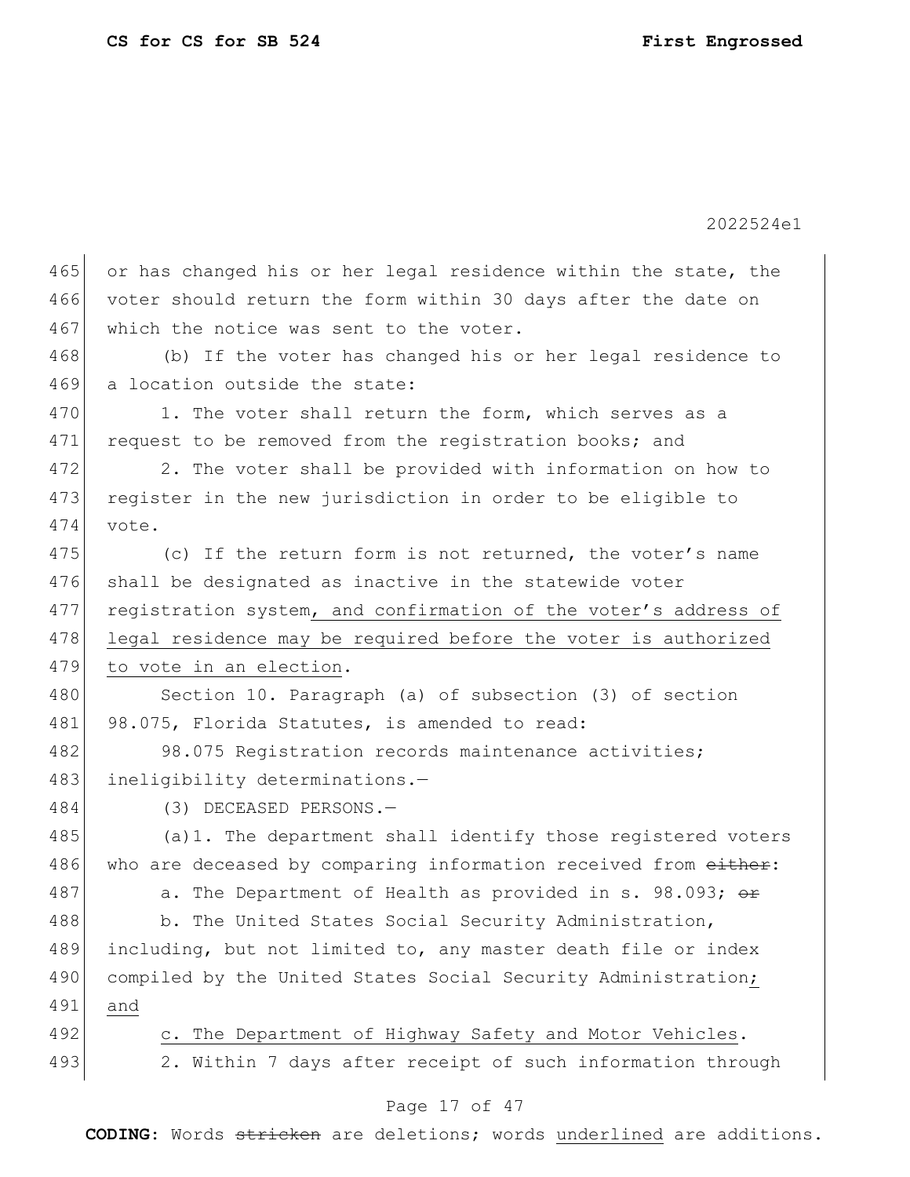or has changed his or her legal residence within the state, the voter should return the form within 30 days after the date on which the notice was sent to the voter.

(b) If the voter has changed his or her legal residence to a location outside the state:

1. The voter shall return the form, which serves as a request to be removed from the registration books; and

2. The voter shall be provided with information on how to register in the new jurisdiction in order to be eligible to vote.

(c) If the return form is not returned, the voter's name shall be designated as inactive in the statewide voter registration system, and confirmation of the voter's address of legal residence may be required before the voter is authorized to vote in an election.

Section 10. Paragraph (a) of subsection (3) of section 98.075, Florida Statutes, is amended to read:

98.075 Registration records maintenance activities; ineligibility determinations.—

(3) DECEASED PERSONS.—

(a)1. The department shall identify those registered voters who are deceased by comparing information received from ~~either~~:

a. The Department of Health as provided in s. 98.093; ~~or~~

b. The United States Social Security Administration, including, but not limited to, any master death file or index compiled by the United States Social Security Administration; and

c. The Department of Highway Safety and Motor Vehicles.

2. Within 7 days after receipt of such information through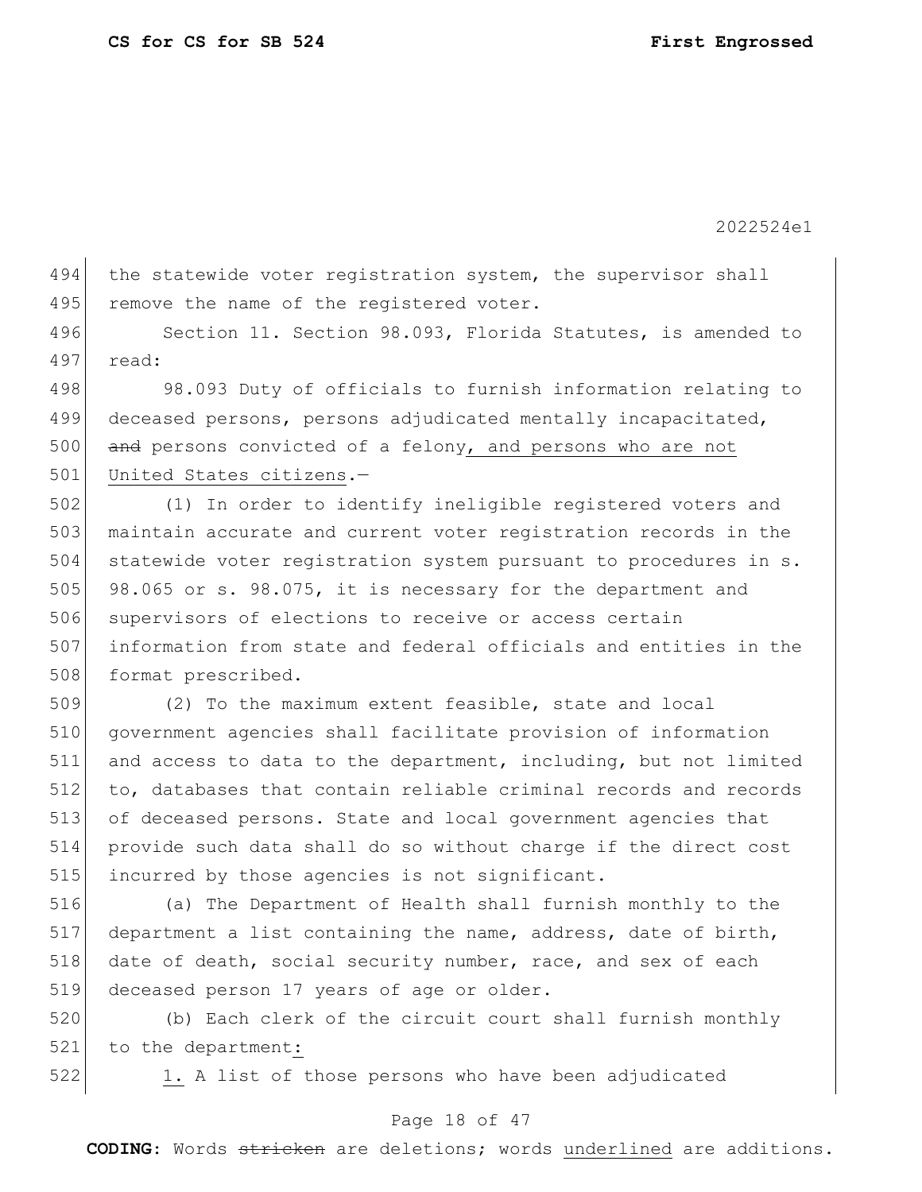494 the statewide voter registration system, the supervisor shall
495 remove the name of the registered voter.

496 Section 11. Section 98.093, Florida Statutes, is amended to
497 read:

498 98.093 Duty of officials to furnish information relating to
499 deceased persons, persons adjudicated mentally incapacitated,
500 ~~and~~ persons convicted of a felony<u>, and persons who are not</u>
501 <u>United States citizens</u>.—

502 (1) In order to identify ineligible registered voters and
503 maintain accurate and current voter registration records in the
504 statewide voter registration system pursuant to procedures in s.
505 98.065 or s. 98.075, it is necessary for the department and
506 supervisors of elections to receive or access certain
507 information from state and federal officials and entities in the
508 format prescribed.

509 (2) To the maximum extent feasible, state and local
510 government agencies shall facilitate provision of information
511 and access to data to the department, including, but not limited
512 to, databases that contain reliable criminal records and records
513 of deceased persons. State and local government agencies that
514 provide such data shall do so without charge if the direct cost
515 incurred by those agencies is not significant.

516 (a) The Department of Health shall furnish monthly to the
517 department a list containing the name, address, date of birth,
518 date of death, social security number, race, and sex of each
519 deceased person 17 years of age or older.

520 (b) Each clerk of the circuit court shall furnish monthly
521 to the department<u>:</u>

522 <u>1.</u> A list of those persons who have been adjudicated

**CODING:** Words ~~stricken~~ are deletions; words <u>underlined</u> are additions.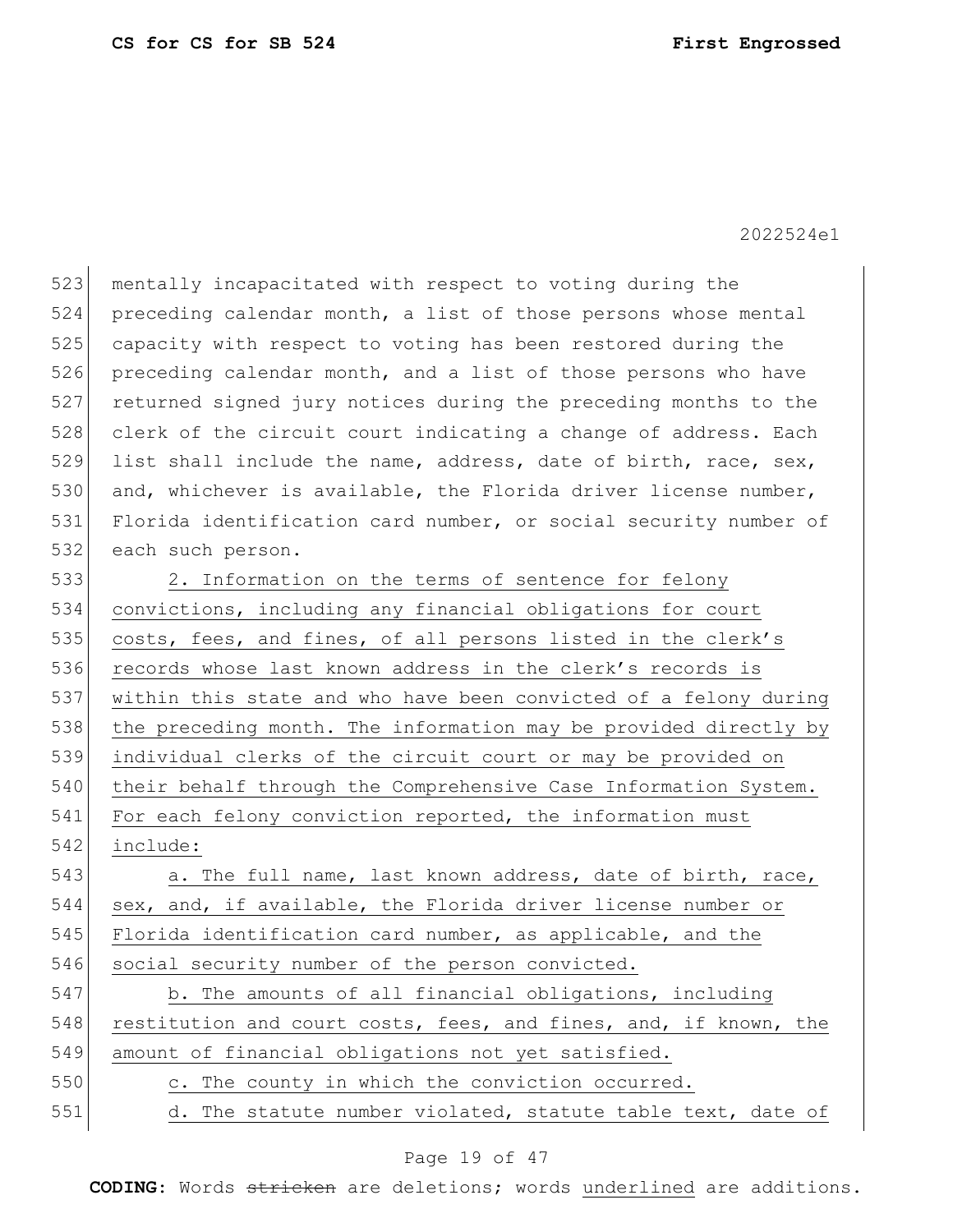mentally incapacitated with respect to voting during the preceding calendar month, a list of those persons whose mental capacity with respect to voting has been restored during the preceding calendar month, and a list of those persons who have returned signed jury notices during the preceding months to the clerk of the circuit court indicating a change of address. Each list shall include the name, address, date of birth, race, sex, and, whichever is available, the Florida driver license number, Florida identification card number, or social security number of each such person.

2. Information on the terms of sentence for felony convictions, including any financial obligations for court costs, fees, and fines, of all persons listed in the clerk's records whose last known address in the clerk's records is within this state and who have been convicted of a felony during the preceding month. The information may be provided directly by individual clerks of the circuit court or may be provided on their behalf through the Comprehensive Case Information System. For each felony conviction reported, the information must include:

a. The full name, last known address, date of birth, race, sex, and, if available, the Florida driver license number or Florida identification card number, as applicable, and the social security number of the person convicted.

b. The amounts of all financial obligations, including restitution and court costs, fees, and fines, and, if known, the amount of financial obligations not yet satisfied.

c. The county in which the conviction occurred.

d. The statute number violated, statute table text, date of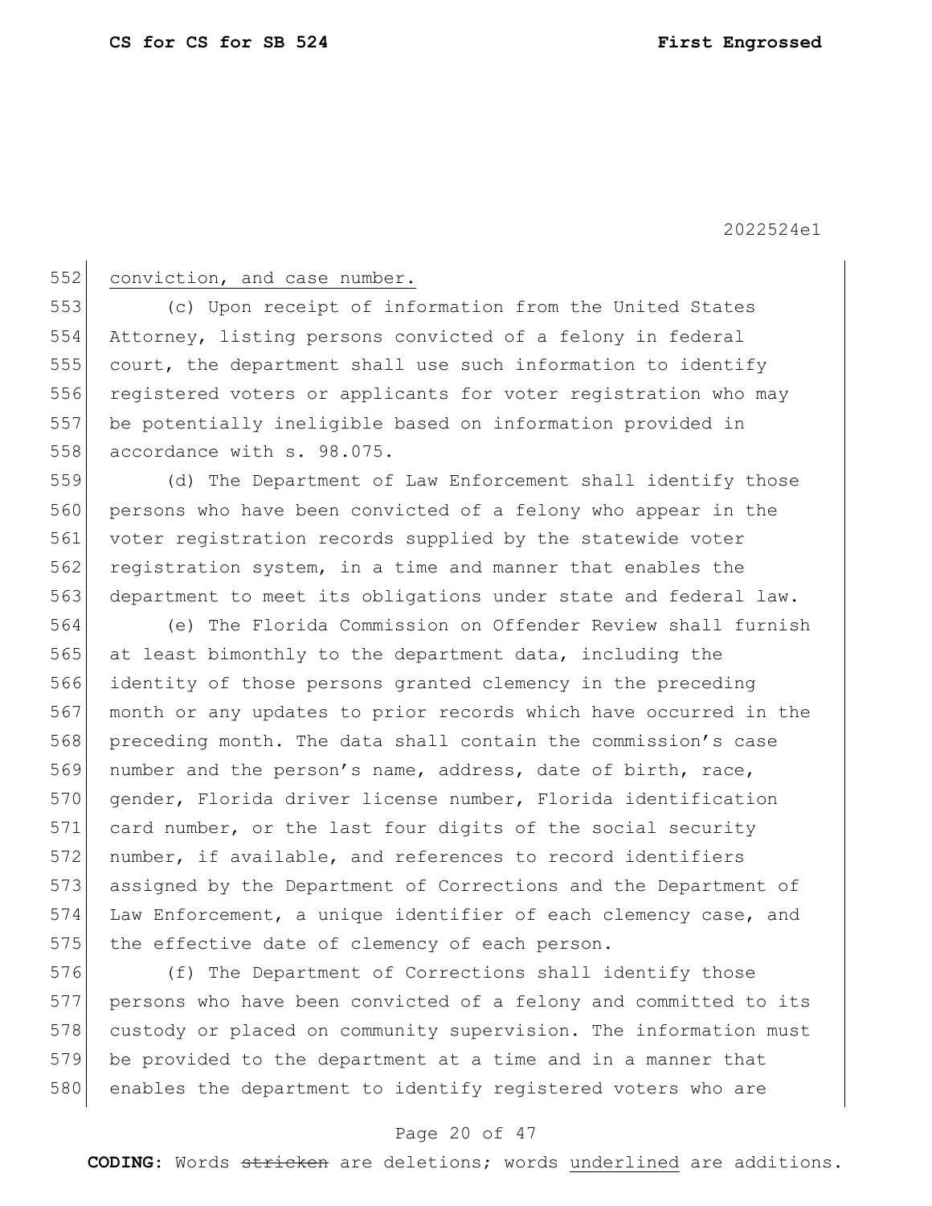conviction, and case number.

(c) Upon receipt of information from the United States Attorney, listing persons convicted of a felony in federal court, the department shall use such information to identify registered voters or applicants for voter registration who may be potentially ineligible based on information provided in accordance with s. 98.075.

(d) The Department of Law Enforcement shall identify those persons who have been convicted of a felony who appear in the voter registration records supplied by the statewide voter registration system, in a time and manner that enables the department to meet its obligations under state and federal law.

(e) The Florida Commission on Offender Review shall furnish at least bimonthly to the department data, including the identity of those persons granted clemency in the preceding month or any updates to prior records which have occurred in the preceding month. The data shall contain the commission's case number and the person's name, address, date of birth, race, gender, Florida driver license number, Florida identification card number, or the last four digits of the social security number, if available, and references to record identifiers assigned by the Department of Corrections and the Department of Law Enforcement, a unique identifier of each clemency case, and the effective date of clemency of each person.

(f) The Department of Corrections shall identify those persons who have been convicted of a felony and committed to its custody or placed on community supervision. The information must be provided to the department at a time and in a manner that enables the department to identify registered voters who are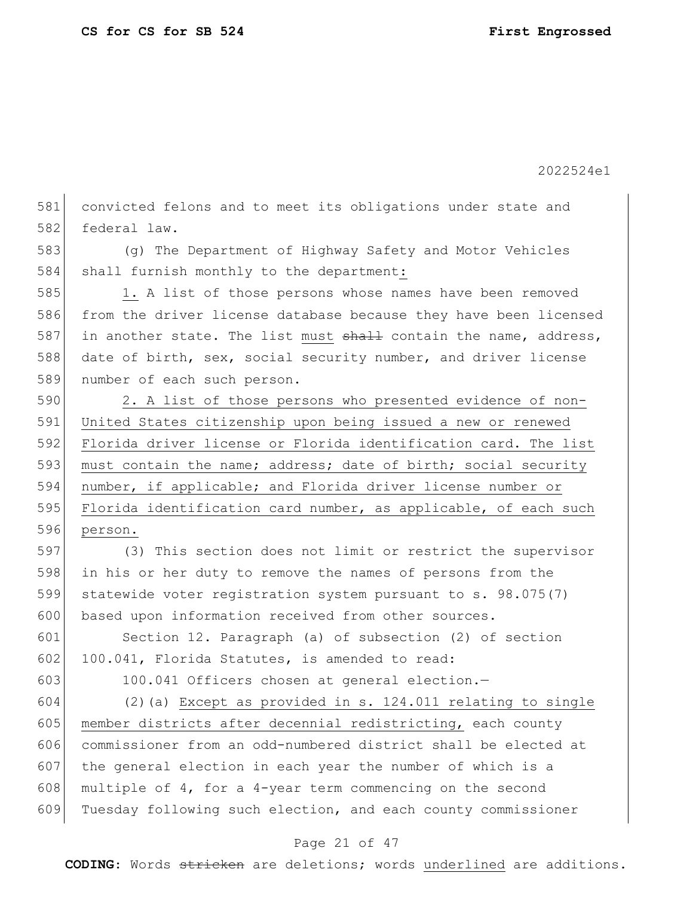convicted felons and to meet its obligations under state and federal law.

(g) The Department of Highway Safety and Motor Vehicles shall furnish monthly to the department:

1. A list of those persons whose names have been removed from the driver license database because they have been licensed in another state. The list must ~~shall~~ contain the name, address, date of birth, sex, social security number, and driver license number of each such person.

2. A list of those persons who presented evidence of non-United States citizenship upon being issued a new or renewed Florida driver license or Florida identification card. The list must contain the name; address; date of birth; social security number, if applicable; and Florida driver license number or Florida identification card number, as applicable, of each such person.

(3) This section does not limit or restrict the supervisor in his or her duty to remove the names of persons from the statewide voter registration system pursuant to s. 98.075(7) based upon information received from other sources.

Section 12. Paragraph (a) of subsection (2) of section 100.041, Florida Statutes, is amended to read:

100.041 Officers chosen at general election.—

(2)(a) Except as provided in s. 124.011 relating to single member districts after decennial redistricting, each county commissioner from an odd-numbered district shall be elected at the general election in each year the number of which is a multiple of 4, for a 4-year term commencing on the second Tuesday following such election, and each county commissioner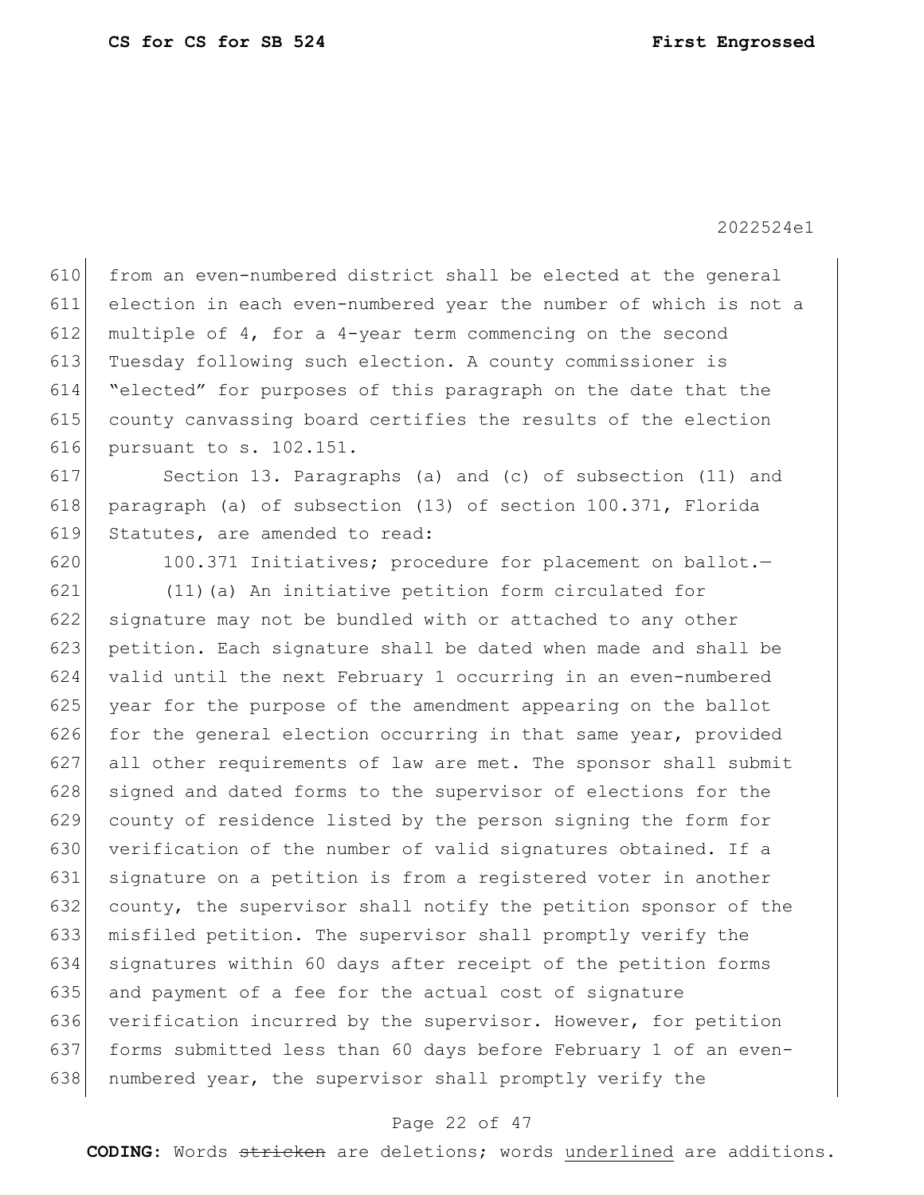from an even-numbered district shall be elected at the general election in each even-numbered year the number of which is not a multiple of 4, for a 4-year term commencing on the second Tuesday following such election. A county commissioner is "elected" for purposes of this paragraph on the date that the county canvassing board certifies the results of the election pursuant to s. 102.151.

Section 13. Paragraphs (a) and (c) of subsection (11) and paragraph (a) of subsection (13) of section 100.371, Florida Statutes, are amended to read:

100.371 Initiatives; procedure for placement on ballot.—

(11)(a) An initiative petition form circulated for signature may not be bundled with or attached to any other petition. Each signature shall be dated when made and shall be valid until the next February 1 occurring in an even-numbered year for the purpose of the amendment appearing on the ballot for the general election occurring in that same year, provided all other requirements of law are met. The sponsor shall submit signed and dated forms to the supervisor of elections for the county of residence listed by the person signing the form for verification of the number of valid signatures obtained. If a signature on a petition is from a registered voter in another county, the supervisor shall notify the petition sponsor of the misfiled petition. The supervisor shall promptly verify the signatures within 60 days after receipt of the petition forms and payment of a fee for the actual cost of signature verification incurred by the supervisor. However, for petition forms submitted less than 60 days before February 1 of an even-numbered year, the supervisor shall promptly verify the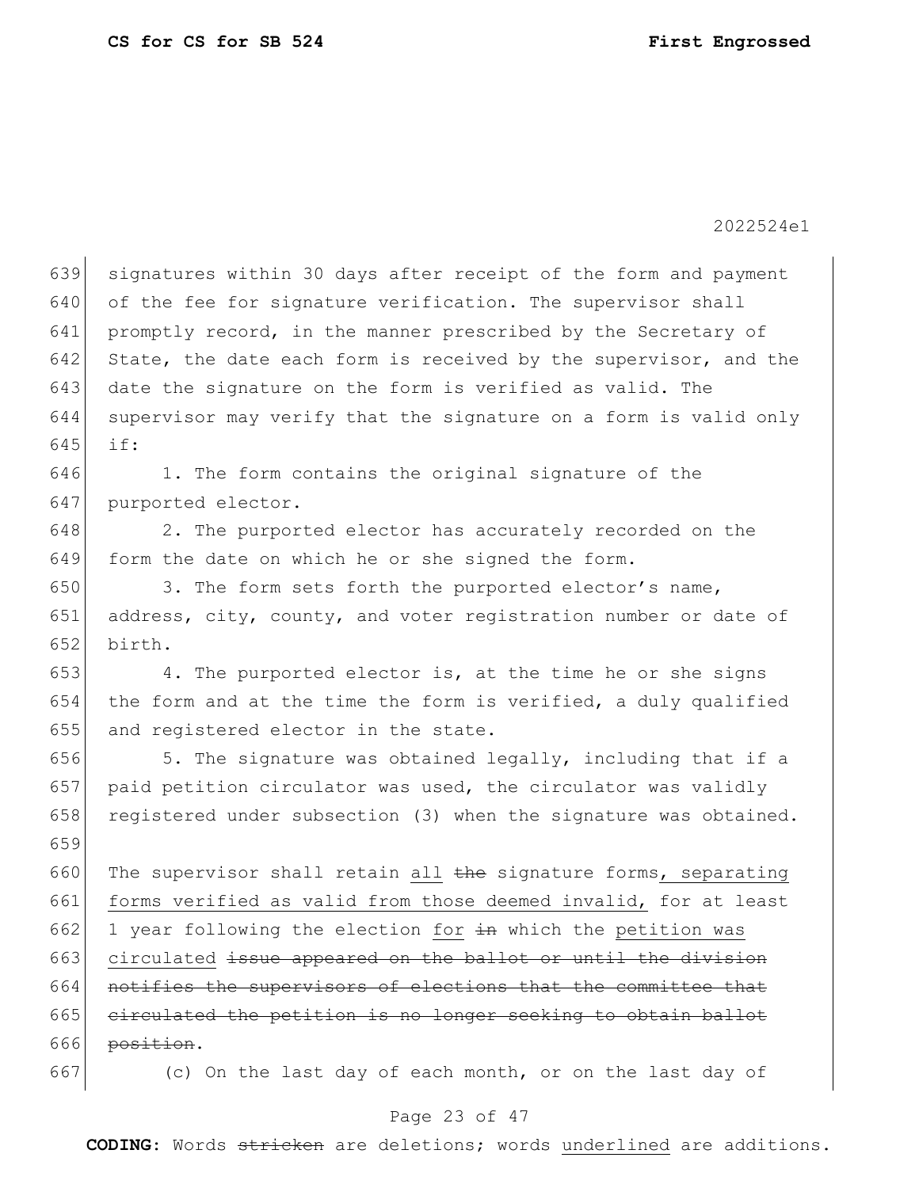signatures within 30 days after receipt of the form and payment of the fee for signature verification. The supervisor shall promptly record, in the manner prescribed by the Secretary of State, the date each form is received by the supervisor, and the date the signature on the form is verified as valid. The supervisor may verify that the signature on a form is valid only if:

1. The form contains the original signature of the purported elector.

2. The purported elector has accurately recorded on the form the date on which he or she signed the form.

3. The form sets forth the purported elector's name, address, city, county, and voter registration number or date of birth.

4. The purported elector is, at the time he or she signs the form and at the time the form is verified, a duly qualified and registered elector in the state.

5. The signature was obtained legally, including that if a paid petition circulator was used, the circulator was validly registered under subsection (3) when the signature was obtained.

The supervisor shall retain <u>all</u> ~~the~~ signature forms<u>, separating forms verified as valid from those deemed invalid,</u> for at least 1 year following the election <u>for</u> ~~in~~ which the <u>petition was circulated</u> ~~issue appeared on the ballot or until the division notifies the supervisors of elections that the committee that circulated the petition is no longer seeking to obtain ballot position~~.

(c) On the last day of each month, or on the last day of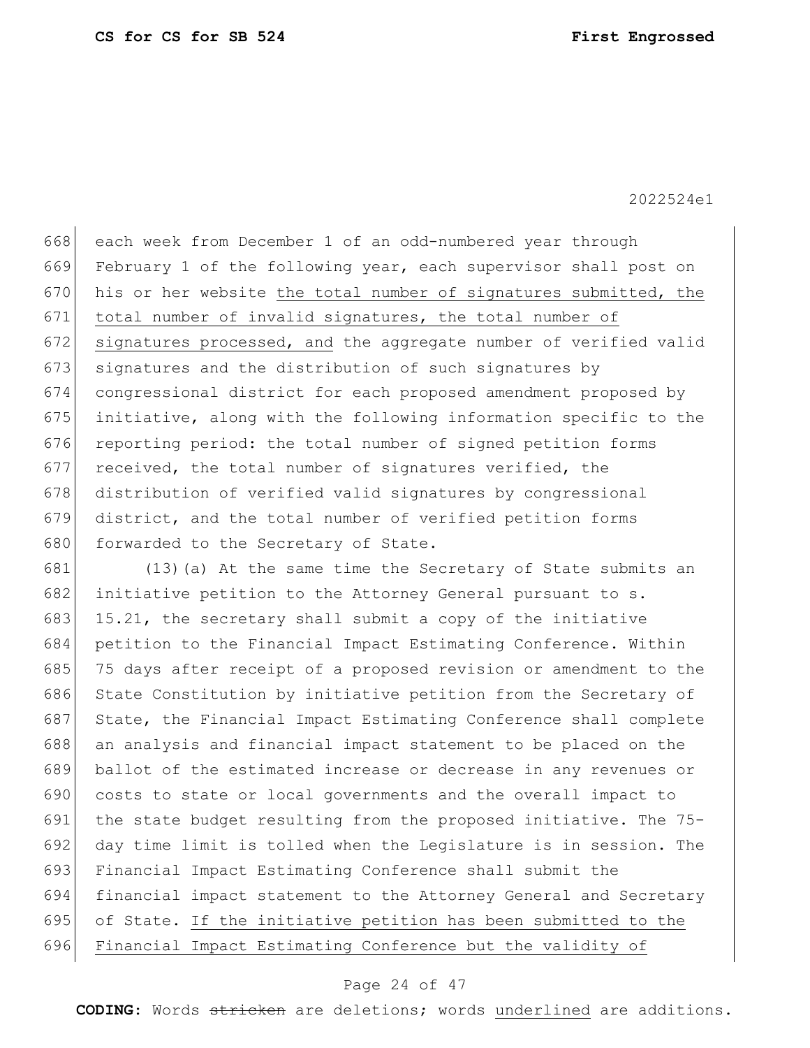668 each week from December 1 of an odd-numbered year through
669 February 1 of the following year, each supervisor shall post on
670 his or her website <u>the total number of signatures submitted, the</u>
671 <u>total number of invalid signatures, the total number of</u>
672 <u>signatures processed, and</u> the aggregate number of verified valid
673 signatures and the distribution of such signatures by
674 congressional district for each proposed amendment proposed by
675 initiative, along with the following information specific to the
676 reporting period: the total number of signed petition forms
677 received, the total number of signatures verified, the
678 distribution of verified valid signatures by congressional
679 district, and the total number of verified petition forms
680 forwarded to the Secretary of State.

681 (13)(a) At the same time the Secretary of State submits an
682 initiative petition to the Attorney General pursuant to s.
683 15.21, the secretary shall submit a copy of the initiative
684 petition to the Financial Impact Estimating Conference. Within
685 75 days after receipt of a proposed revision or amendment to the
686 State Constitution by initiative petition from the Secretary of
687 State, the Financial Impact Estimating Conference shall complete
688 an analysis and financial impact statement to be placed on the
689 ballot of the estimated increase or decrease in any revenues or
690 costs to state or local governments and the overall impact to
691 the state budget resulting from the proposed initiative. The 75-
692 day time limit is tolled when the Legislature is in session. The
693 Financial Impact Estimating Conference shall submit the
694 financial impact statement to the Attorney General and Secretary
695 of State. <u>If the initiative petition has been submitted to the</u>
696 <u>Financial Impact Estimating Conference but the validity of</u>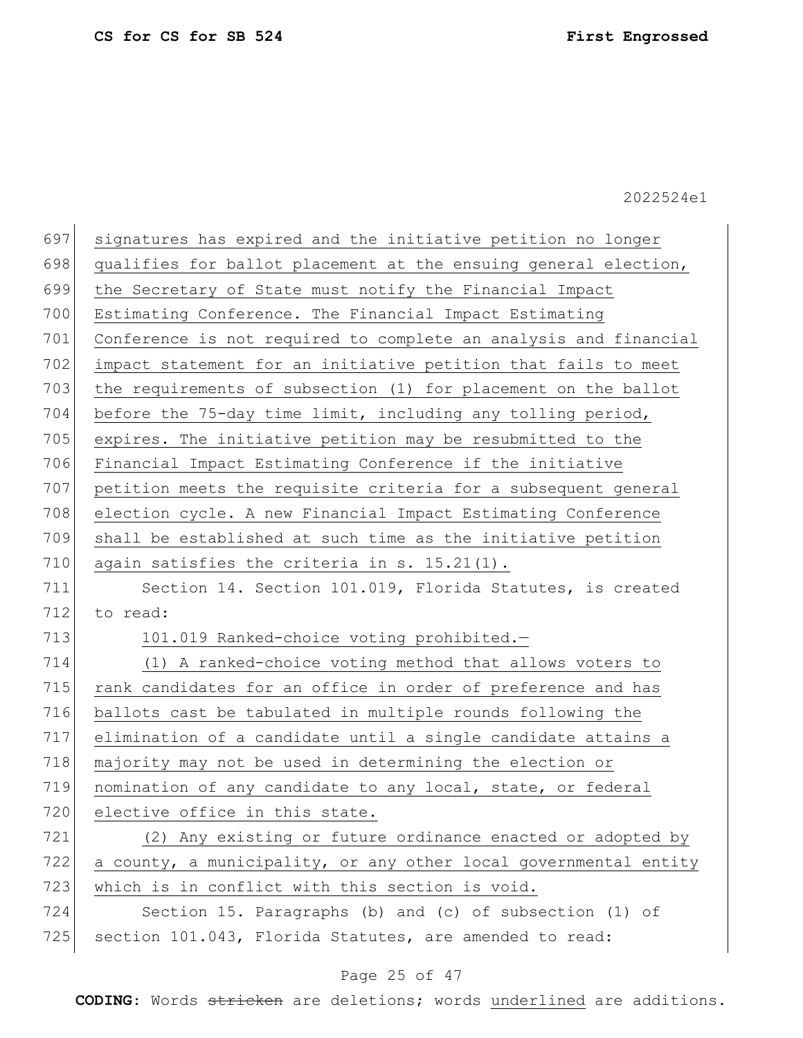signatures has expired and the initiative petition no longer qualifies for ballot placement at the ensuing general election, the Secretary of State must notify the Financial Impact Estimating Conference. The Financial Impact Estimating Conference is not required to complete an analysis and financial impact statement for an initiative petition that fails to meet the requirements of subsection (1) for placement on the ballot before the 75-day time limit, including any tolling period, expires. The initiative petition may be resubmitted to the Financial Impact Estimating Conference if the initiative petition meets the requisite criteria for a subsequent general election cycle. A new Financial Impact Estimating Conference shall be established at such time as the initiative petition again satisfies the criteria in s. 15.21(1).

Section 14. Section 101.019, Florida Statutes, is created to read:

101.019 Ranked-choice voting prohibited.—

(1) A ranked-choice voting method that allows voters to rank candidates for an office in order of preference and has ballots cast be tabulated in multiple rounds following the elimination of a candidate until a single candidate attains a majority may not be used in determining the election or nomination of any candidate to any local, state, or federal elective office in this state.

(2) Any existing or future ordinance enacted or adopted by a county, a municipality, or any other local governmental entity which is in conflict with this section is void.

Section 15. Paragraphs (b) and (c) of subsection (1) of section 101.043, Florida Statutes, are amended to read: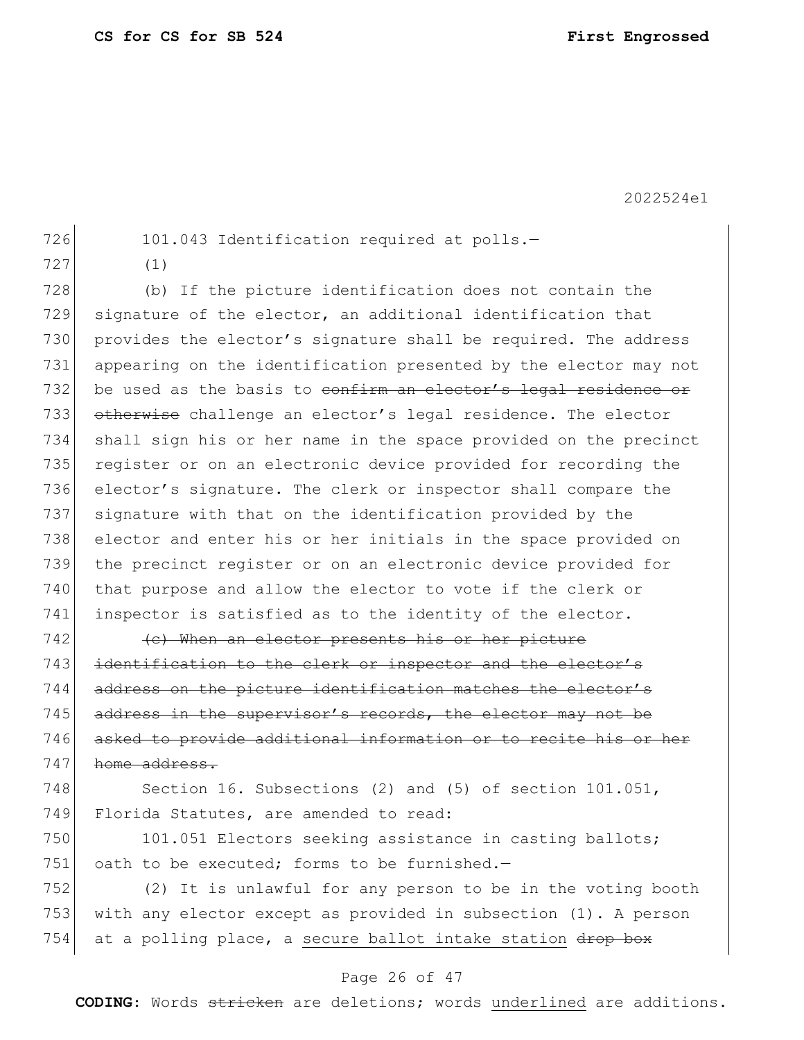101.043 Identification required at polls.—

(1)

(b) If the picture identification does not contain the signature of the elector, an additional identification that provides the elector's signature shall be required. The address appearing on the identification presented by the elector may not be used as the basis to ~~confirm an elector's legal residence or otherwise~~ challenge an elector's legal residence. The elector shall sign his or her name in the space provided on the precinct register or on an electronic device provided for recording the elector's signature. The clerk or inspector shall compare the signature with that on the identification provided by the elector and enter his or her initials in the space provided on the precinct register or on an electronic device provided for that purpose and allow the elector to vote if the clerk or inspector is satisfied as to the identity of the elector.

~~(c) When an elector presents his or her picture identification to the clerk or inspector and the elector's address on the picture identification matches the elector's address in the supervisor's records, the elector may not be asked to provide additional information or to recite his or her home address.~~

Section 16. Subsections (2) and (5) of section 101.051, Florida Statutes, are amended to read:

101.051 Electors seeking assistance in casting ballots; oath to be executed; forms to be furnished.—

(2) It is unlawful for any person to be in the voting booth with any elector except as provided in subsection (1). A person at a polling place, a <u>secure ballot intake station</u> ~~drop box~~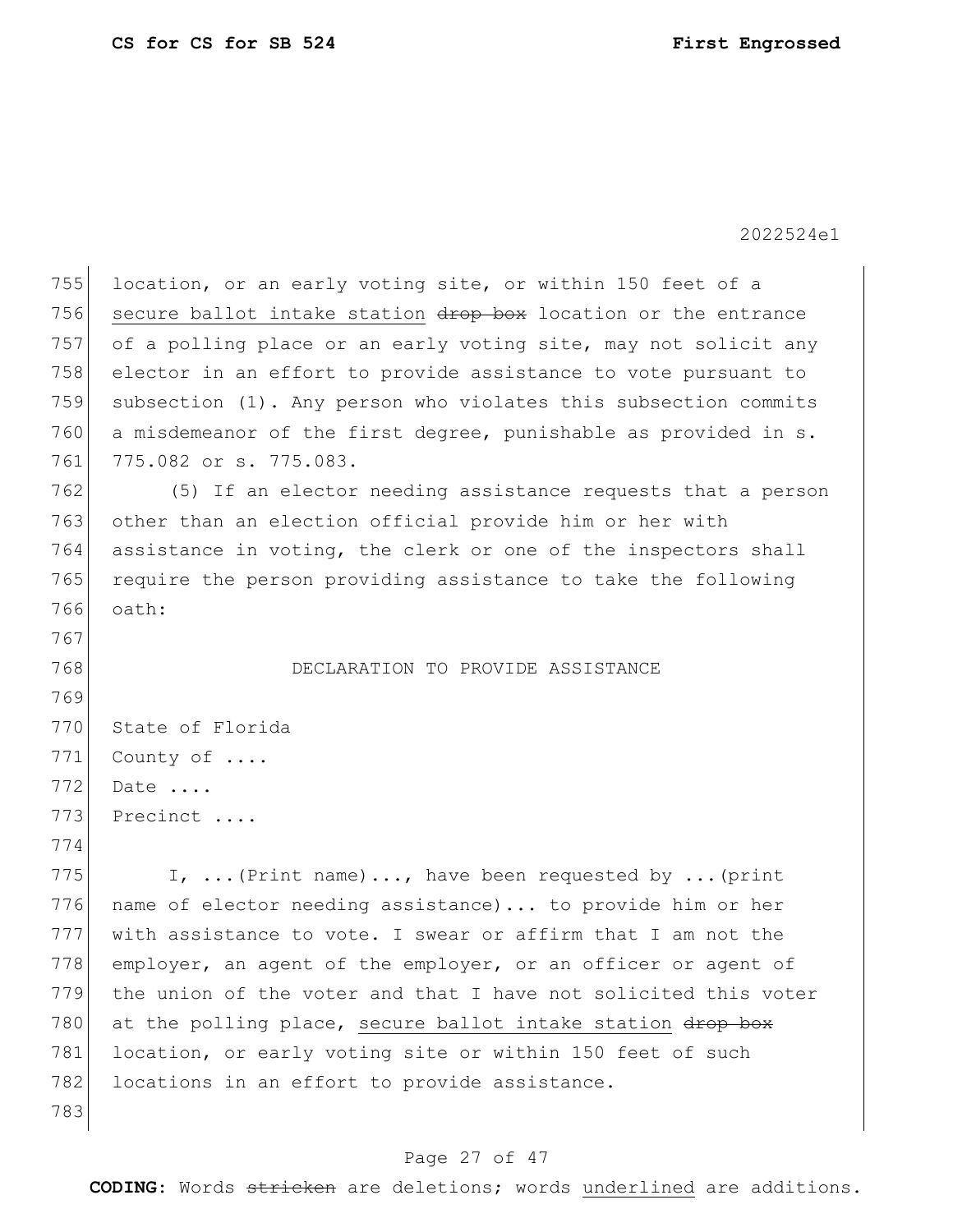location, or an early voting site, or within 150 feet of a secure ballot intake station ~~drop box~~ location or the entrance of a polling place or an early voting site, may not solicit any elector in an effort to provide assistance to vote pursuant to subsection (1). Any person who violates this subsection commits a misdemeanor of the first degree, punishable as provided in s. 775.082 or s. 775.083.

(5) If an elector needing assistance requests that a person other than an election official provide him or her with assistance in voting, the clerk or one of the inspectors shall require the person providing assistance to take the following oath:

DECLARATION TO PROVIDE ASSISTANCE

State of Florida
County of ....
Date ....
Precinct ....

I, ...(Print name)..., have been requested by ...(print name of elector needing assistance)... to provide him or her with assistance to vote. I swear or affirm that I am not the employer, an agent of the employer, or an officer or agent of the union of the voter and that I have not solicited this voter at the polling place, secure ballot intake station ~~drop box~~ location, or early voting site or within 150 feet of such locations in an effort to provide assistance.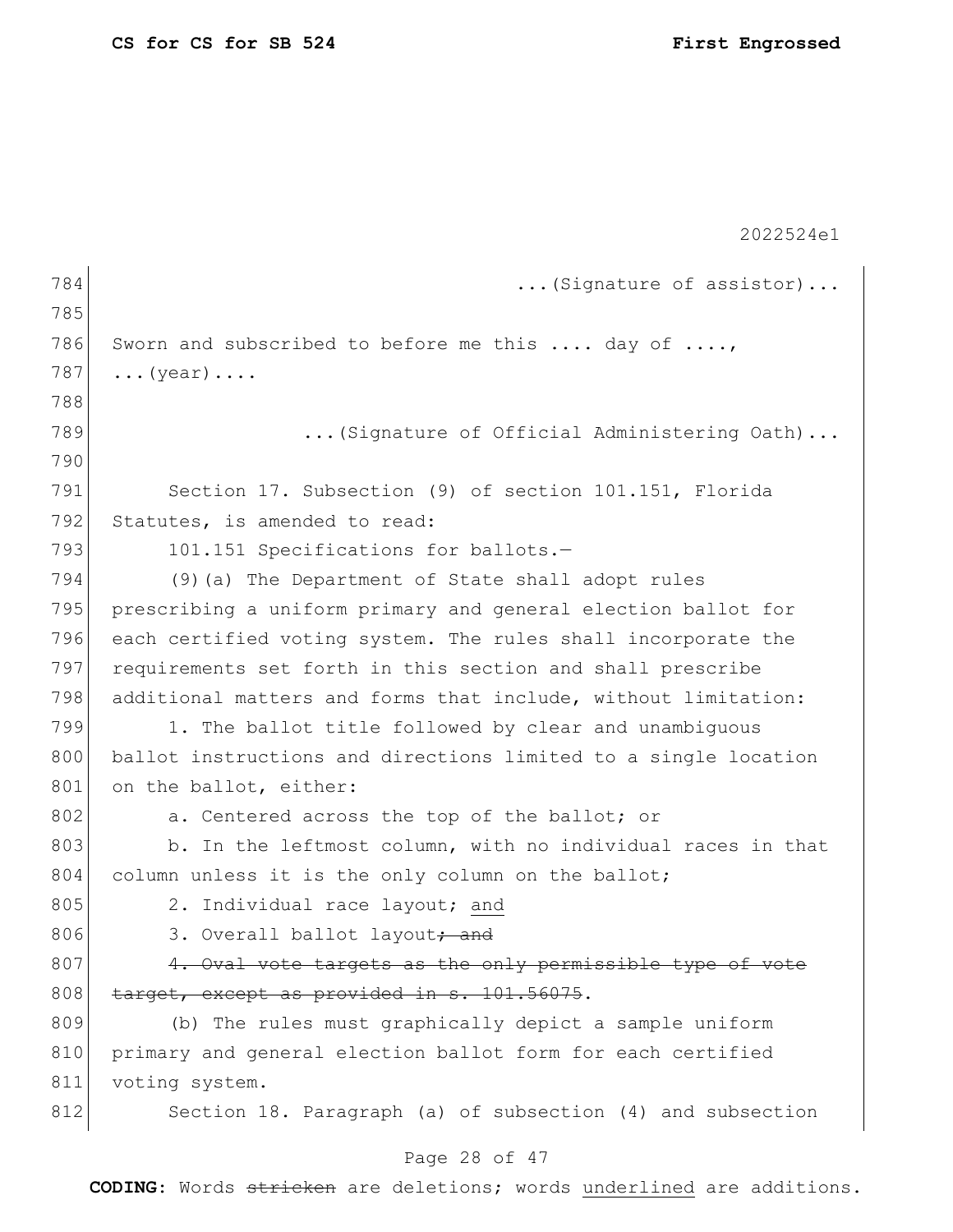...(Signature of assistor)...

Sworn and subscribed to before me this .... day of ....,
...(year)....

...(Signature of Official Administering Oath)...

Section 17. Subsection (9) of section 101.151, Florida Statutes, is amended to read:

101.151 Specifications for ballots.—

(9)(a) The Department of State shall adopt rules prescribing a uniform primary and general election ballot for each certified voting system. The rules shall incorporate the requirements set forth in this section and shall prescribe additional matters and forms that include, without limitation:

1. The ballot title followed by clear and unambiguous ballot instructions and directions limited to a single location on the ballot, either:

a. Centered across the top of the ballot; or

b. In the leftmost column, with no individual races in that column unless it is the only column on the ballot;

2. Individual race layout; <u>and</u>

3. Overall ballot layout~~; and~~

~~4. Oval vote targets as the only permissible type of vote target, except as provided in s. 101.56075~~.

(b) The rules must graphically depict a sample uniform primary and general election ballot form for each certified voting system.

Section 18. Paragraph (a) of subsection (4) and subsection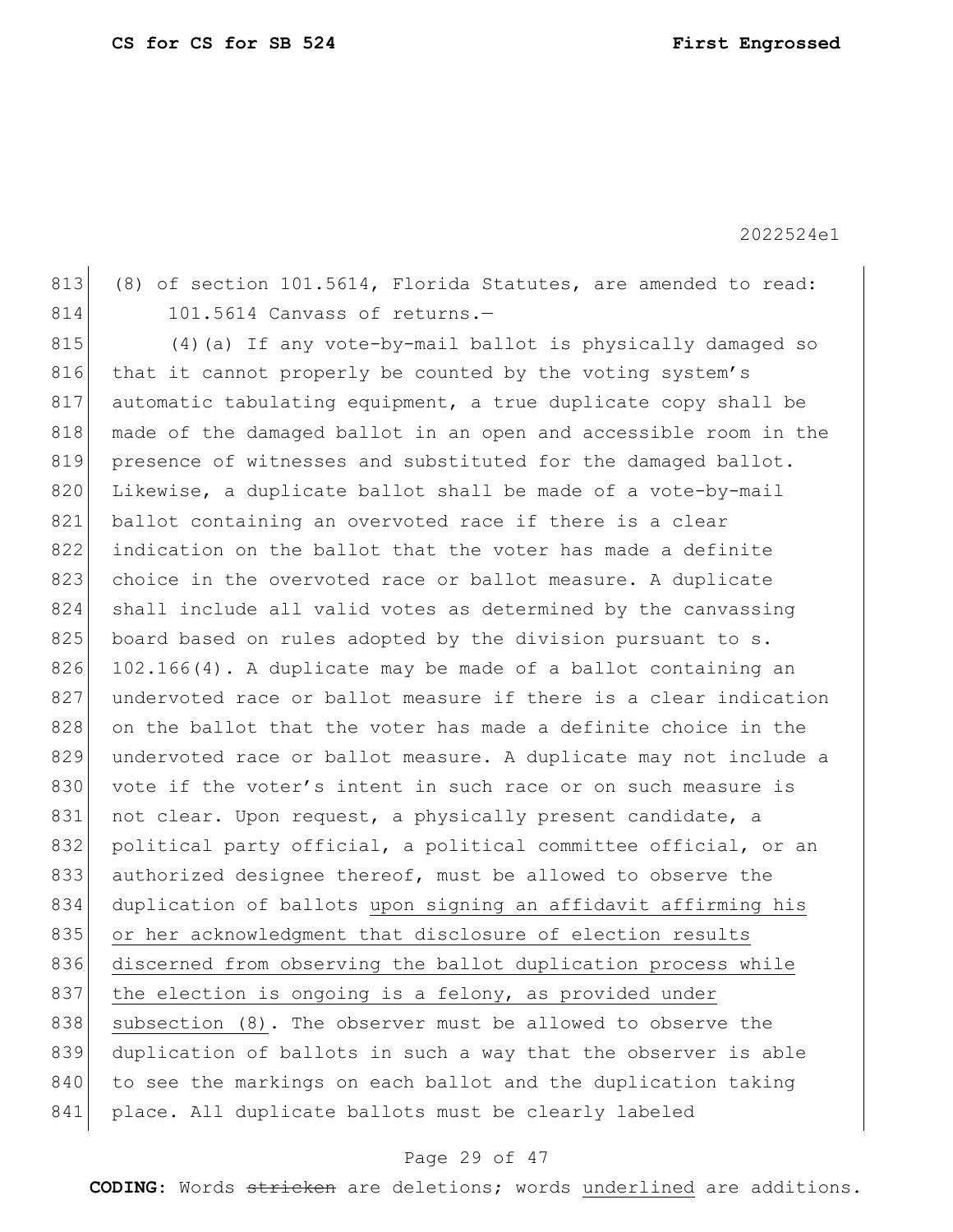(8) of section 101.5614, Florida Statutes, are amended to read:

101.5614 Canvass of returns.—

(4)(a) If any vote-by-mail ballot is physically damaged so that it cannot properly be counted by the voting system's automatic tabulating equipment, a true duplicate copy shall be made of the damaged ballot in an open and accessible room in the presence of witnesses and substituted for the damaged ballot. Likewise, a duplicate ballot shall be made of a vote-by-mail ballot containing an overvoted race if there is a clear indication on the ballot that the voter has made a definite choice in the overvoted race or ballot measure. A duplicate shall include all valid votes as determined by the canvassing board based on rules adopted by the division pursuant to s. 102.166(4). A duplicate may be made of a ballot containing an undervoted race or ballot measure if there is a clear indication on the ballot that the voter has made a definite choice in the undervoted race or ballot measure. A duplicate may not include a vote if the voter's intent in such race or on such measure is not clear. Upon request, a physically present candidate, a political party official, a political committee official, or an authorized designee thereof, must be allowed to observe the duplication of ballots <u>upon signing an affidavit affirming his or her acknowledgment that disclosure of election results discerned from observing the ballot duplication process while the election is ongoing is a felony, as provided under subsection (8)</u>. The observer must be allowed to observe the duplication of ballots in such a way that the observer is able to see the markings on each ballot and the duplication taking place. All duplicate ballots must be clearly labeled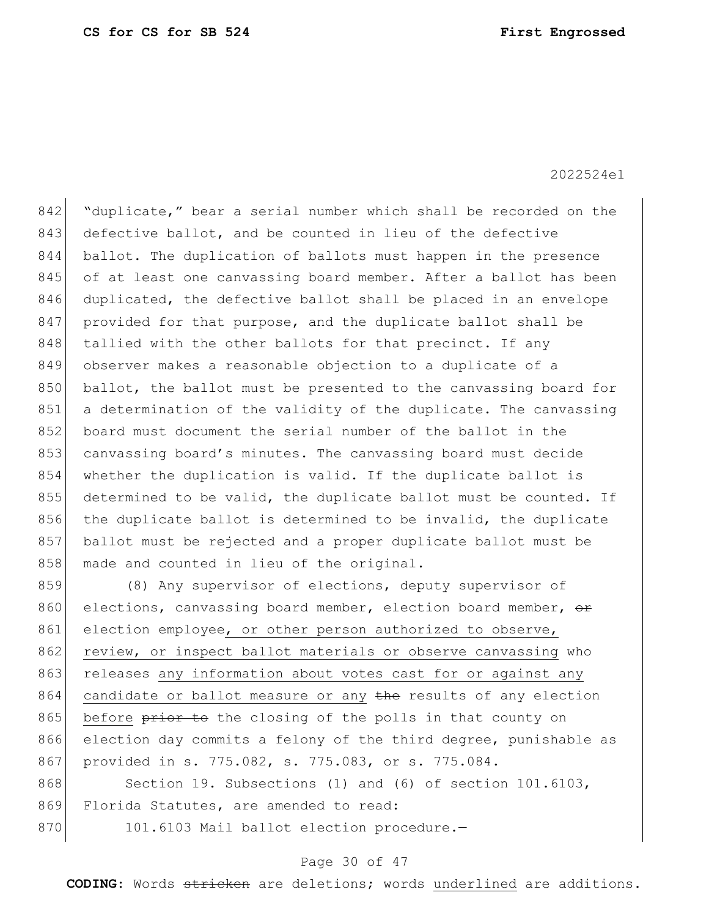"duplicate," bear a serial number which shall be recorded on the defective ballot, and be counted in lieu of the defective ballot. The duplication of ballots must happen in the presence of at least one canvassing board member. After a ballot has been duplicated, the defective ballot shall be placed in an envelope provided for that purpose, and the duplicate ballot shall be tallied with the other ballots for that precinct. If any observer makes a reasonable objection to a duplicate of a ballot, the ballot must be presented to the canvassing board for a determination of the validity of the duplicate. The canvassing board must document the serial number of the ballot in the canvassing board's minutes. The canvassing board must decide whether the duplication is valid. If the duplicate ballot is determined to be valid, the duplicate ballot must be counted. If the duplicate ballot is determined to be invalid, the duplicate ballot must be rejected and a proper duplicate ballot must be made and counted in lieu of the original.

(8) Any supervisor of elections, deputy supervisor of elections, canvassing board member, election board member, ~~or~~ election employee<u>, or other person authorized to observe, review, or inspect ballot materials or observe canvassing</u> who releases <u>any information about votes cast for or against any candidate or ballot measure or any</u> ~~the~~ results of any election <u>before</u> ~~prior to~~ the closing of the polls in that county on election day commits a felony of the third degree, punishable as provided in s. 775.082, s. 775.083, or s. 775.084.

Section 19. Subsections (1) and (6) of section 101.6103, Florida Statutes, are amended to read:

101.6103 Mail ballot election procedure.—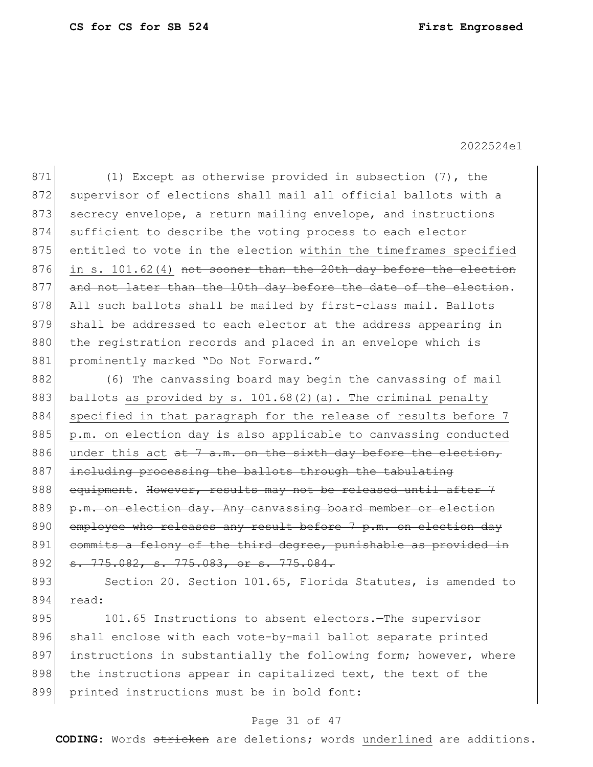(1) Except as otherwise provided in subsection (7), the supervisor of elections shall mail all official ballots with a secrecy envelope, a return mailing envelope, and instructions sufficient to describe the voting process to each elector entitled to vote in the election <u>within the timeframes specified in s. 101.62(4)</u> ~~not sooner than the 20th day before the election and not later than the 10th day before the date of the election~~. All such ballots shall be mailed by first-class mail. Ballots shall be addressed to each elector at the address appearing in the registration records and placed in an envelope which is prominently marked "Do Not Forward."

(6) The canvassing board may begin the canvassing of mail ballots <u>as provided by s. 101.68(2)(a). The criminal penalty specified in that paragraph for the release of results before 7 p.m. on election day is also applicable to canvassing conducted under this act</u> ~~at 7 a.m. on the sixth day before the election, including processing the ballots through the tabulating equipment~~. ~~However, results may not be released until after 7 p.m. on election day. Any canvassing board member or election employee who releases any result before 7 p.m. on election day commits a felony of the third degree, punishable as provided in s. 775.082, s. 775.083, or s. 775.084.~~

Section 20. Section 101.65, Florida Statutes, is amended to read:

101.65 Instructions to absent electors.—The supervisor shall enclose with each vote-by-mail ballot separate printed instructions in substantially the following form; however, where the instructions appear in capitalized text, the text of the printed instructions must be in bold font:

**CODING:** Words ~~stricken~~ are deletions; words <u>underlined</u> are additions.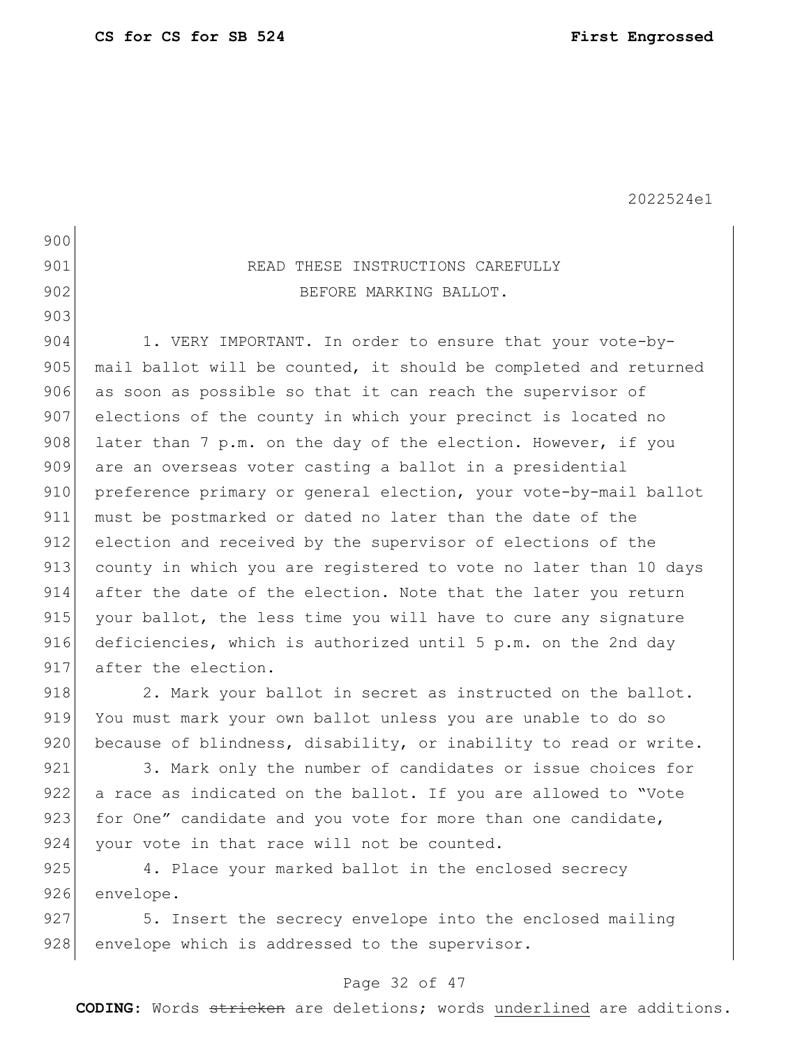READ THESE INSTRUCTIONS CAREFULLY
BEFORE MARKING BALLOT.

1. VERY IMPORTANT. In order to ensure that your vote-by-mail ballot will be counted, it should be completed and returned as soon as possible so that it can reach the supervisor of elections of the county in which your precinct is located no later than 7 p.m. on the day of the election. However, if you are an overseas voter casting a ballot in a presidential preference primary or general election, your vote-by-mail ballot must be postmarked or dated no later than the date of the election and received by the supervisor of elections of the county in which you are registered to vote no later than 10 days after the date of the election. Note that the later you return your ballot, the less time you will have to cure any signature deficiencies, which is authorized until 5 p.m. on the 2nd day after the election.

2. Mark your ballot in secret as instructed on the ballot. You must mark your own ballot unless you are unable to do so because of blindness, disability, or inability to read or write.

3. Mark only the number of candidates or issue choices for a race as indicated on the ballot. If you are allowed to "Vote for One" candidate and you vote for more than one candidate, your vote in that race will not be counted.

4. Place your marked ballot in the enclosed secrecy envelope.

5. Insert the secrecy envelope into the enclosed mailing envelope which is addressed to the supervisor.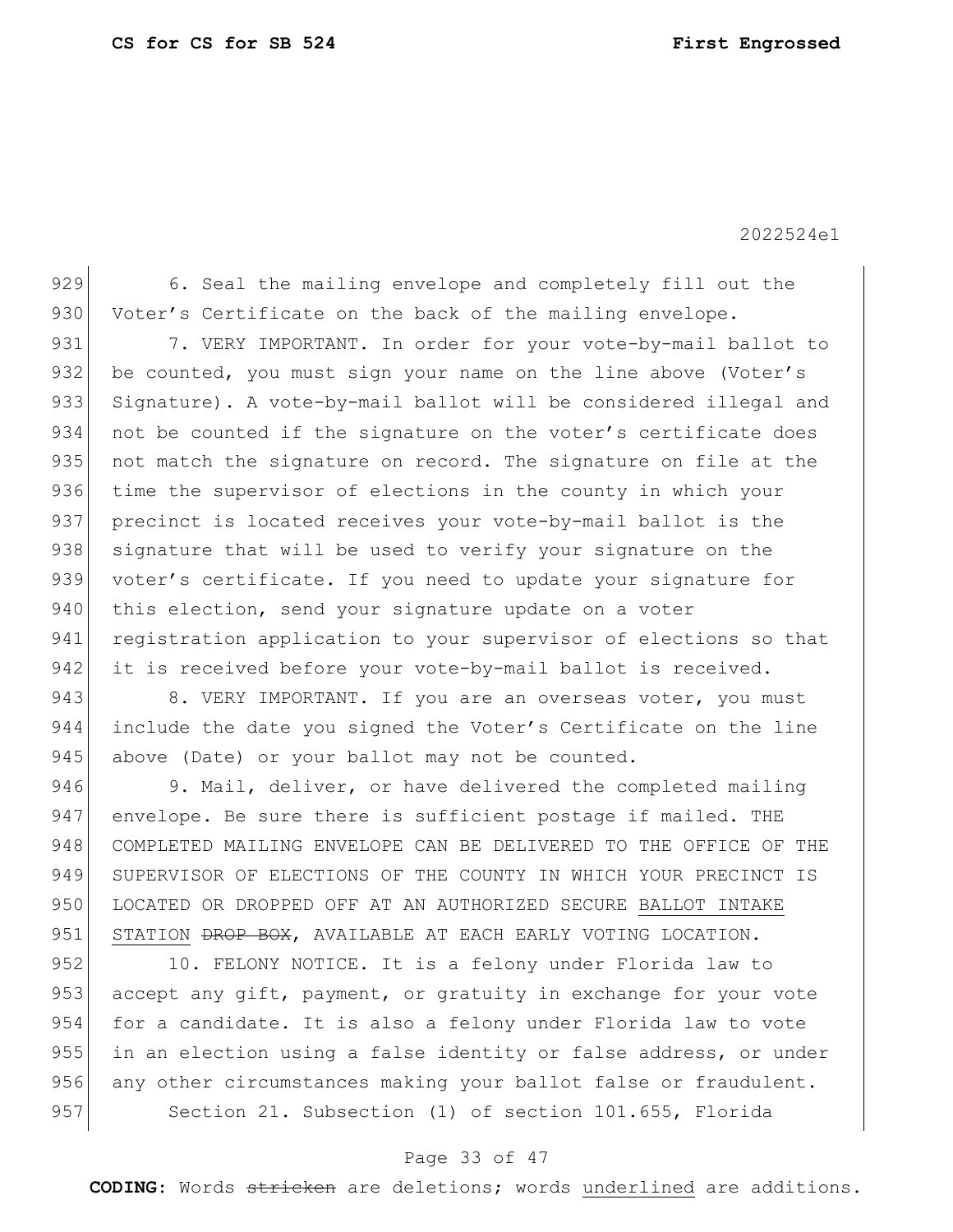6. Seal the mailing envelope and completely fill out the Voter's Certificate on the back of the mailing envelope.

7. VERY IMPORTANT. In order for your vote-by-mail ballot to be counted, you must sign your name on the line above (Voter's Signature). A vote-by-mail ballot will be considered illegal and not be counted if the signature on the voter's certificate does not match the signature on record. The signature on file at the time the supervisor of elections in the county in which your precinct is located receives your vote-by-mail ballot is the signature that will be used to verify your signature on the voter's certificate. If you need to update your signature for this election, send your signature update on a voter registration application to your supervisor of elections so that it is received before your vote-by-mail ballot is received.

8. VERY IMPORTANT. If you are an overseas voter, you must include the date you signed the Voter's Certificate on the line above (Date) or your ballot may not be counted.

9. Mail, deliver, or have delivered the completed mailing envelope. Be sure there is sufficient postage if mailed. THE COMPLETED MAILING ENVELOPE CAN BE DELIVERED TO THE OFFICE OF THE SUPERVISOR OF ELECTIONS OF THE COUNTY IN WHICH YOUR PRECINCT IS LOCATED OR DROPPED OFF AT AN AUTHORIZED SECURE <u>BALLOT INTAKE STATION</u> ~~DROP BOX~~, AVAILABLE AT EACH EARLY VOTING LOCATION.

10. FELONY NOTICE. It is a felony under Florida law to accept any gift, payment, or gratuity in exchange for your vote for a candidate. It is also a felony under Florida law to vote in an election using a false identity or false address, or under any other circumstances making your ballot false or fraudulent.

Section 21. Subsection (1) of section 101.655, Florida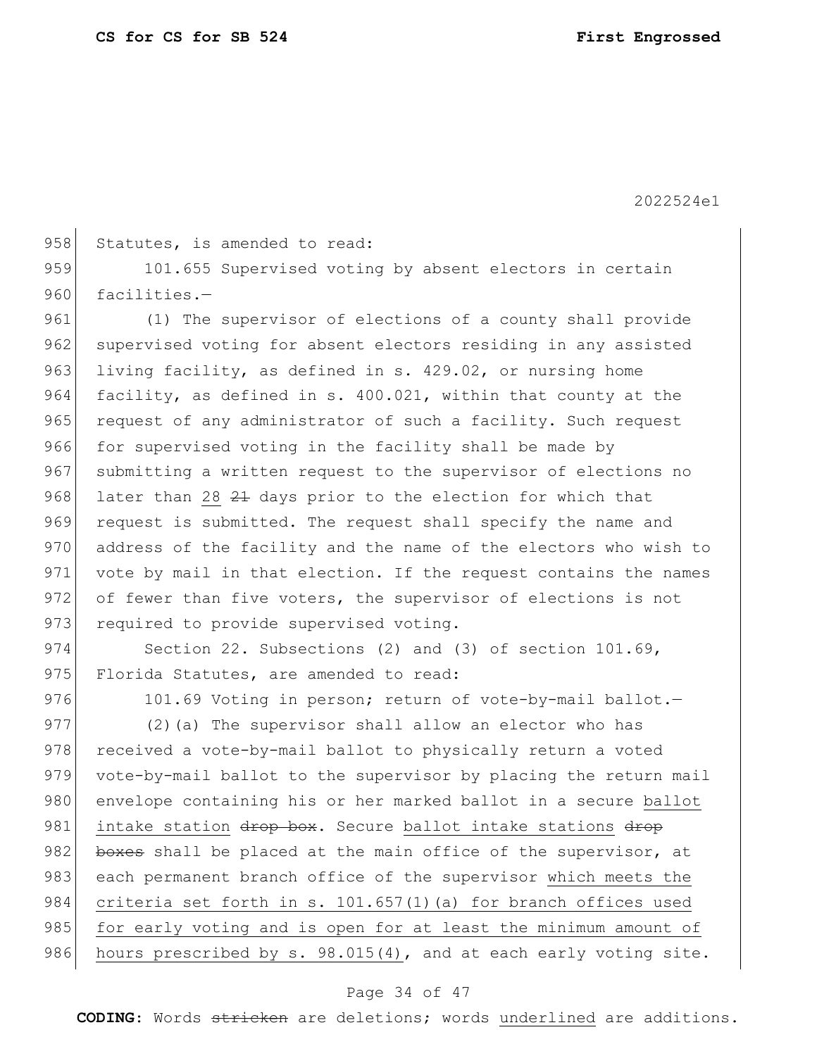958 Statutes, is amended to read:

959 101.655 Supervised voting by absent electors in certain
960 facilities.—

961 (1) The supervisor of elections of a county shall provide
962 supervised voting for absent electors residing in any assisted
963 living facility, as defined in s. 429.02, or nursing home
964 facility, as defined in s. 400.021, within that county at the
965 request of any administrator of such a facility. Such request
966 for supervised voting in the facility shall be made by
967 submitting a written request to the supervisor of elections no
968 later than <u>28</u> ~~21~~ days prior to the election for which that
969 request is submitted. The request shall specify the name and
970 address of the facility and the name of the electors who wish to
971 vote by mail in that election. If the request contains the names
972 of fewer than five voters, the supervisor of elections is not
973 required to provide supervised voting.

974 Section 22. Subsections (2) and (3) of section 101.69,
975 Florida Statutes, are amended to read:

976 101.69 Voting in person; return of vote-by-mail ballot.—

977 (2)(a) The supervisor shall allow an elector who has
978 received a vote-by-mail ballot to physically return a voted
979 vote-by-mail ballot to the supervisor by placing the return mail
980 envelope containing his or her marked ballot in a secure <u>ballot</u>
981 <u>intake station</u> ~~drop box~~. Secure <u>ballot intake stations</u> ~~drop~~
982 ~~boxes~~ shall be placed at the main office of the supervisor, at
983 each permanent branch office of the supervisor <u>which meets the</u>
984 <u>criteria set forth in s. 101.657(1)(a) for branch offices used</u>
985 <u>for early voting and is open for at least the minimum amount of</u>
986 <u>hours prescribed by s. 98.015(4)</u>, and at each early voting site.

**CODING:** Words ~~stricken~~ are deletions; words <u>underlined</u> are additions.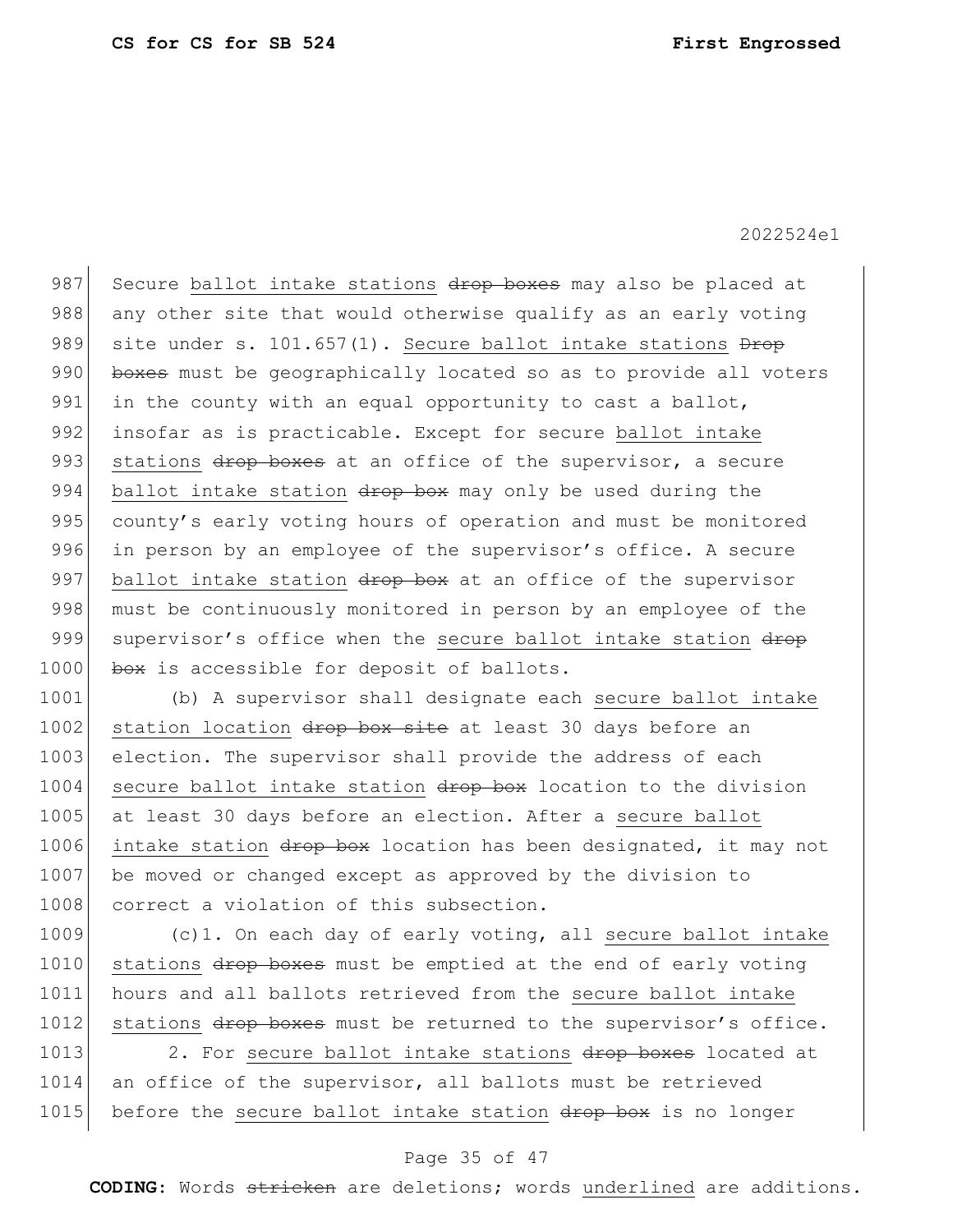Secure ballot intake stations ~~drop boxes~~ may also be placed at any other site that would otherwise qualify as an early voting site under s. 101.657(1). Secure ballot intake stations ~~Drop boxes~~ must be geographically located so as to provide all voters in the county with an equal opportunity to cast a ballot, insofar as is practicable. Except for secure ballot intake stations ~~drop boxes~~ at an office of the supervisor, a secure ballot intake station ~~drop box~~ may only be used during the county's early voting hours of operation and must be monitored in person by an employee of the supervisor's office. A secure ballot intake station ~~drop box~~ at an office of the supervisor must be continuously monitored in person by an employee of the supervisor's office when the secure ballot intake station ~~drop box~~ is accessible for deposit of ballots.

(b) A supervisor shall designate each secure ballot intake station location ~~drop box site~~ at least 30 days before an election. The supervisor shall provide the address of each secure ballot intake station ~~drop box~~ location to the division at least 30 days before an election. After a secure ballot intake station ~~drop box~~ location has been designated, it may not be moved or changed except as approved by the division to correct a violation of this subsection.

(c)1. On each day of early voting, all secure ballot intake stations ~~drop boxes~~ must be emptied at the end of early voting hours and all ballots retrieved from the secure ballot intake stations ~~drop boxes~~ must be returned to the supervisor's office.

2. For secure ballot intake stations ~~drop boxes~~ located at an office of the supervisor, all ballots must be retrieved before the secure ballot intake station ~~drop box~~ is no longer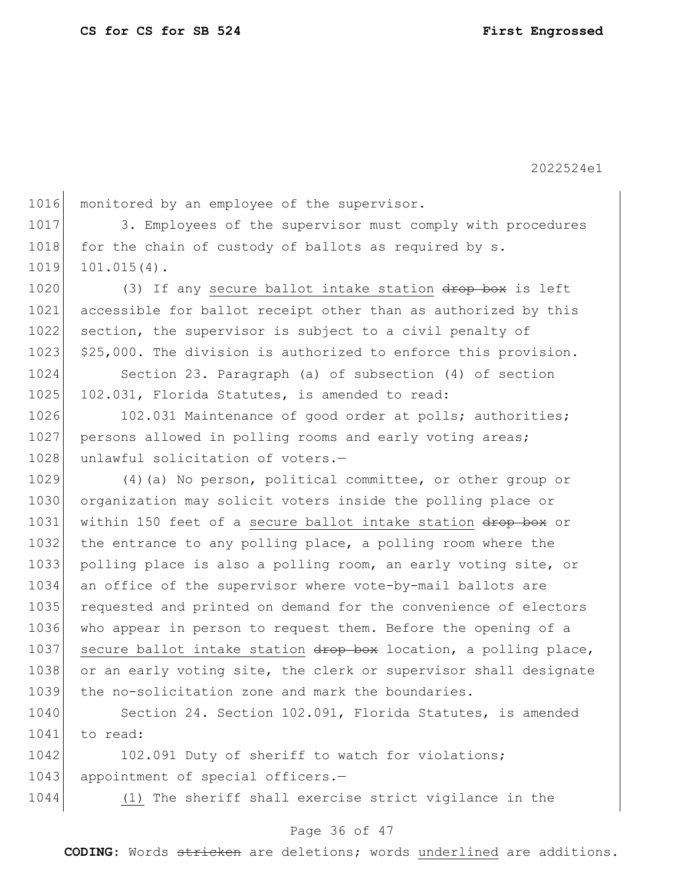monitored by an employee of the supervisor.

3. Employees of the supervisor must comply with procedures for the chain of custody of ballots as required by s. 101.015(4).

(3) If any <u>secure ballot intake station</u> ~~drop box~~ is left accessible for ballot receipt other than as authorized by this section, the supervisor is subject to a civil penalty of $25,000. The division is authorized to enforce this provision.

Section 23. Paragraph (a) of subsection (4) of section 102.031, Florida Statutes, is amended to read:

102.031 Maintenance of good order at polls; authorities; persons allowed in polling rooms and early voting areas; unlawful solicitation of voters.—

(4)(a) No person, political committee, or other group or organization may solicit voters inside the polling place or within 150 feet of a <u>secure ballot intake station</u> ~~drop box~~ or the entrance to any polling place, a polling room where the polling place is also a polling room, an early voting site, or an office of the supervisor where vote-by-mail ballots are requested and printed on demand for the convenience of electors who appear in person to request them. Before the opening of a <u>secure ballot intake station</u> ~~drop box~~ location, a polling place, or an early voting site, the clerk or supervisor shall designate the no-solicitation zone and mark the boundaries.

Section 24. Section 102.091, Florida Statutes, is amended to read:

102.091 Duty of sheriff to watch for violations; appointment of special officers.—

<u>(1)</u> The sheriff shall exercise strict vigilance in the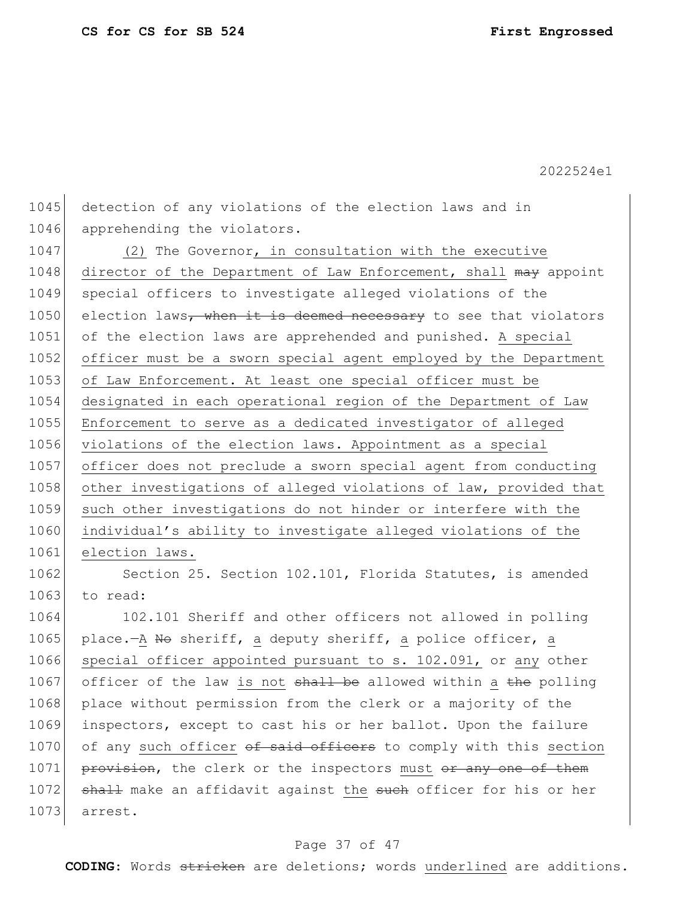detection of any violations of the election laws and in apprehending the violators.

<u>(2)</u> The Governor<u>, in consultation with the executive director of the Department of Law Enforcement,</u> <u>shall</u> ~~may~~ appoint special officers to investigate alleged violations of the election laws~~, when it is deemed necessary~~ to see that violators of the election laws are apprehended and punished. <u>A special officer must be a sworn special agent employed by the Department of Law Enforcement. At least one special officer must be designated in each operational region of the Department of Law Enforcement to serve as a dedicated investigator of alleged violations of the election laws. Appointment as a special officer does not preclude a sworn special agent from conducting other investigations of alleged violations of law, provided that such other investigations do not hinder or interfere with the individual's ability to investigate alleged violations of the election laws.</u>

Section 25. Section 102.101, Florida Statutes, is amended to read:

102.101 Sheriff and other officers not allowed in polling place.—<u>A</u> ~~No~~ sheriff, <u>a</u> deputy sheriff, <u>a</u> police officer, <u>a special officer appointed pursuant to s. 102.091,</u> or <u>any</u> other officer of the law <u>is not</u> ~~shall be~~ allowed within <u>a</u> ~~the~~ polling place without permission from the clerk or a majority of the inspectors, except to cast his or her ballot. Upon the failure of any <u>such officer</u> ~~of said officers~~ to comply with this <u>section</u> ~~provision~~, the clerk or the inspectors <u>must</u> ~~or any one of them shall~~ make an affidavit against <u>the</u> ~~such~~ officer for his or her arrest.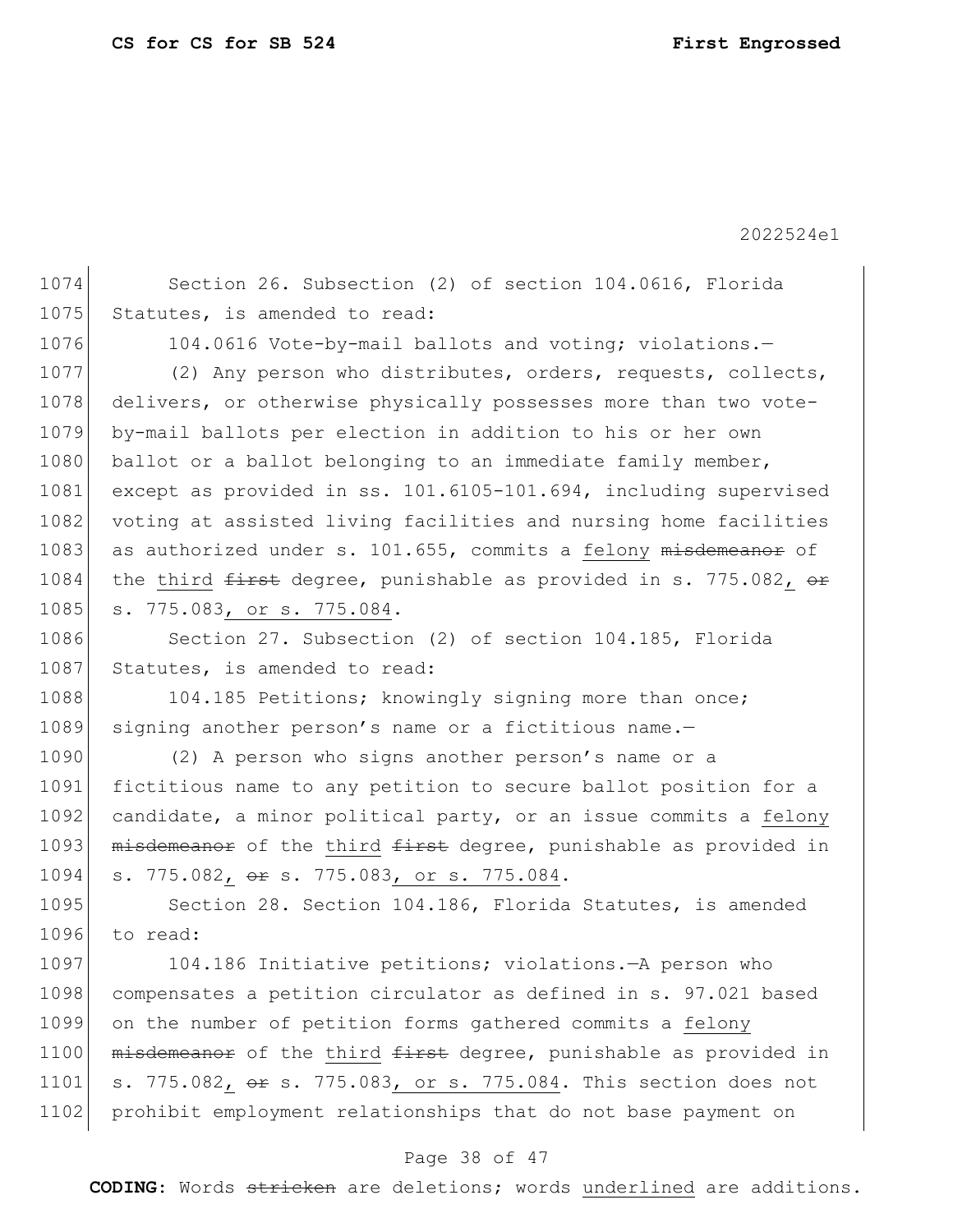Section 26. Subsection (2) of section 104.0616, Florida Statutes, is amended to read:

104.0616 Vote-by-mail ballots and voting; violations.—

(2) Any person who distributes, orders, requests, collects, delivers, or otherwise physically possesses more than two vote-by-mail ballots per election in addition to his or her own ballot or a ballot belonging to an immediate family member, except as provided in ss. 101.6105-101.694, including supervised voting at assisted living facilities and nursing home facilities as authorized under s. 101.655, commits a <u>felony</u> ~~misdemeanor~~ of the <u>third</u> ~~first~~ degree, punishable as provided in s. 775.082<u>,</u> ~~or~~ s. 775.083<u>, or s. 775.084</u>.

Section 27. Subsection (2) of section 104.185, Florida Statutes, is amended to read:

104.185 Petitions; knowingly signing more than once; signing another person's name or a fictitious name.—

(2) A person who signs another person's name or a fictitious name to any petition to secure ballot position for a candidate, a minor political party, or an issue commits a <u>felony</u> ~~misdemeanor~~ of the <u>third</u> ~~first~~ degree, punishable as provided in s. 775.082<u>,</u> ~~or~~ s. 775.083<u>, or s. 775.084</u>.

Section 28. Section 104.186, Florida Statutes, is amended to read:

104.186 Initiative petitions; violations.—A person who compensates a petition circulator as defined in s. 97.021 based on the number of petition forms gathered commits a <u>felony</u> ~~misdemeanor~~ of the <u>third</u> ~~first~~ degree, punishable as provided in s. 775.082<u>,</u> ~~or~~ s. 775.083<u>, or s. 775.084</u>. This section does not prohibit employment relationships that do not base payment on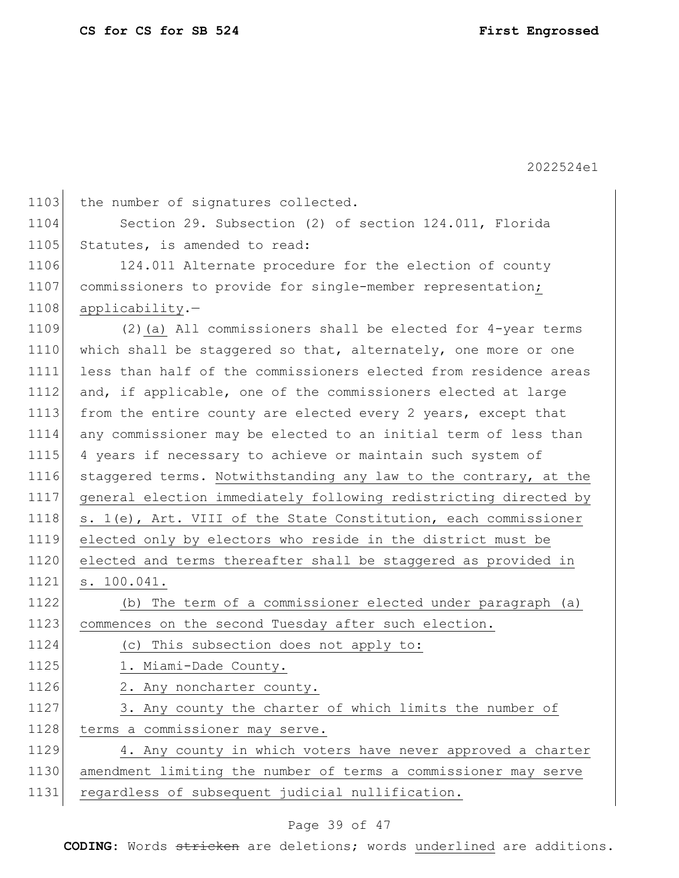the number of signatures collected.

Section 29. Subsection (2) of section 124.011, Florida Statutes, is amended to read:

124.011 Alternate procedure for the election of county commissioners to provide for single-member representation; applicability.—

(2)(a) All commissioners shall be elected for 4-year terms which shall be staggered so that, alternately, one more or one less than half of the commissioners elected from residence areas and, if applicable, one of the commissioners elected at large from the entire county are elected every 2 years, except that any commissioner may be elected to an initial term of less than 4 years if necessary to achieve or maintain such system of staggered terms. Notwithstanding any law to the contrary, at the general election immediately following redistricting directed by s. 1(e), Art. VIII of the State Constitution, each commissioner elected only by electors who reside in the district must be elected and terms thereafter shall be staggered as provided in s. 100.041.

(b) The term of a commissioner elected under paragraph (a) commences on the second Tuesday after such election.

(c) This subsection does not apply to:

1. Miami-Dade County.

2. Any noncharter county.

3. Any county the charter of which limits the number of terms a commissioner may serve.

4. Any county in which voters have never approved a charter amendment limiting the number of terms a commissioner may serve regardless of subsequent judicial nullification.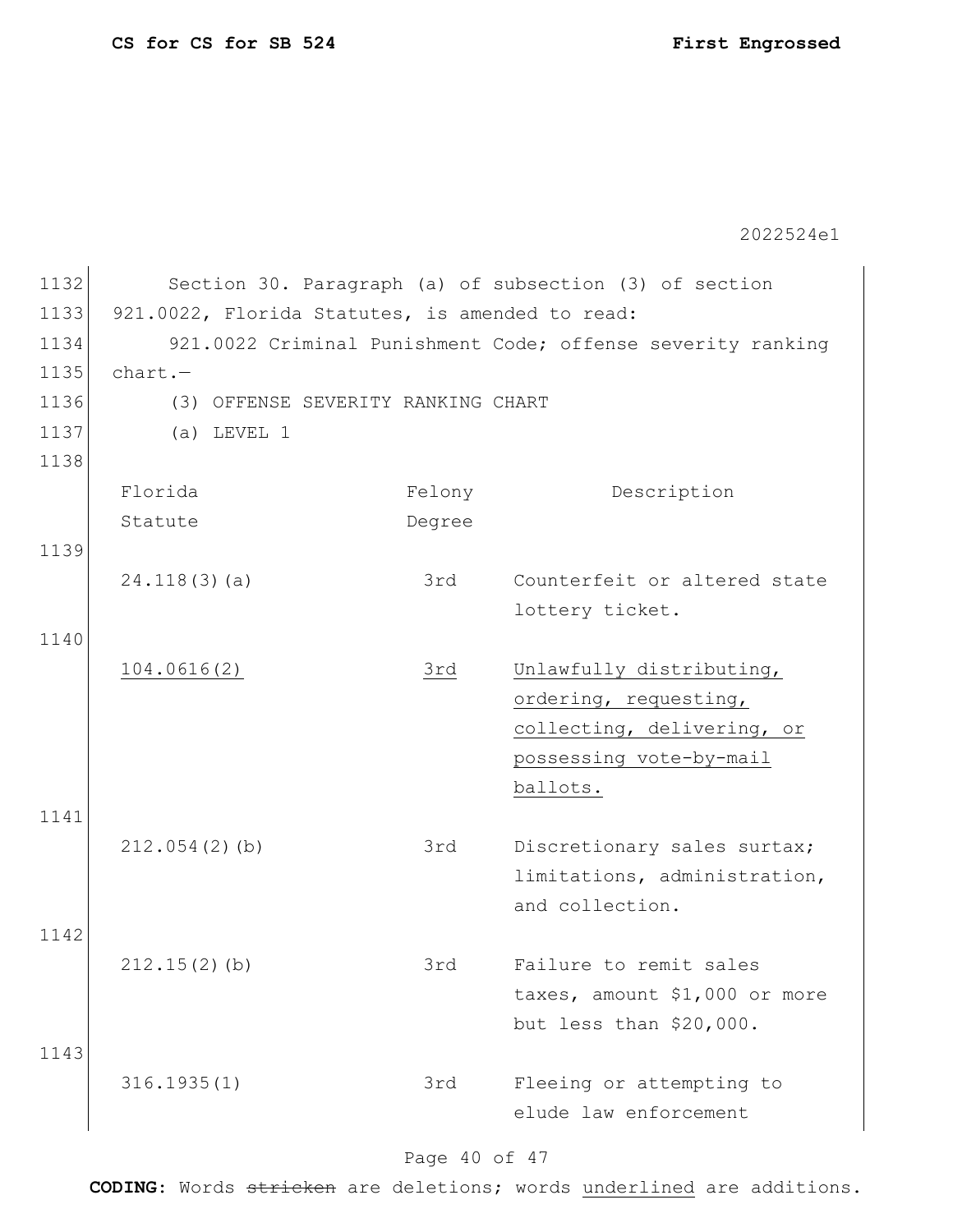Section 30. Paragraph (a) of subsection (3) of section 921.0022, Florida Statutes, is amended to read:

921.0022 Criminal Punishment Code; offense severity ranking chart.—

(3) OFFENSE SEVERITY RANKING CHART

(a) LEVEL 1

| Florida Statute | Felony Degree | Description |
|---|---|---|
| 24.118(3)(a) | 3rd | Counterfeit or altered state lottery ticket. |
| <u>104.0616(2)</u> | <u>3rd</u> | <u>Unlawfully distributing, ordering, requesting, collecting, delivering, or possessing vote-by-mail ballots.</u> |
| 212.054(2)(b) | 3rd | Discretionary sales surtax; limitations, administration, and collection. |
| 212.15(2)(b) | 3rd | Failure to remit sales taxes, amount $1,000 or more but less than $20,000. |
| 316.1935(1) | 3rd | Fleeing or attempting to elude law enforcement |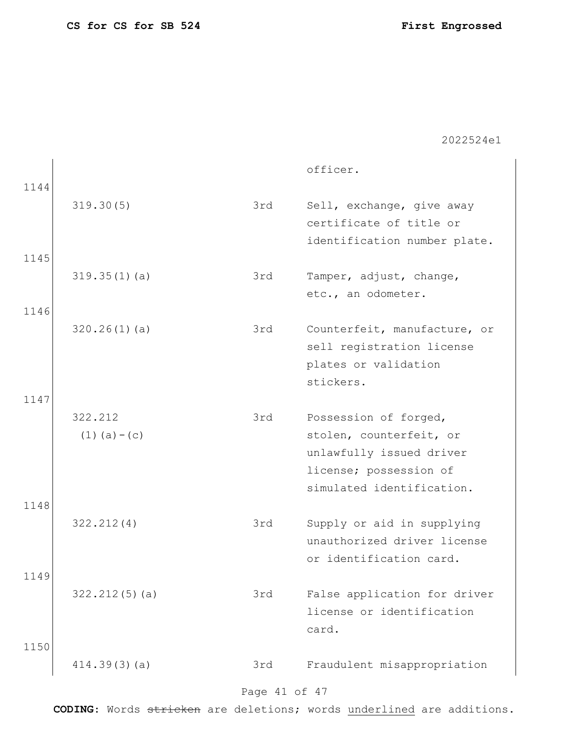| | | | |
|---|---|---|---|
| | | | officer. |
| 1144 | 319.30(5) | 3rd | Sell, exchange, give away certificate of title or identification number plate. |
| 1145 | 319.35(1)(a) | 3rd | Tamper, adjust, change, etc., an odometer. |
| 1146 | 320.26(1)(a) | 3rd | Counterfeit, manufacture, or sell registration license plates or validation stickers. |
| 1147 | 322.212 (1)(a)-(c) | 3rd | Possession of forged, stolen, counterfeit, or unlawfully issued driver license; possession of simulated identification. |
| 1148 | 322.212(4) | 3rd | Supply or aid in supplying unauthorized driver license or identification card. |
| 1149 | 322.212(5)(a) | 3rd | False application for driver license or identification card. |
| 1150 | 414.39(3)(a) | 3rd | Fraudulent misappropriation |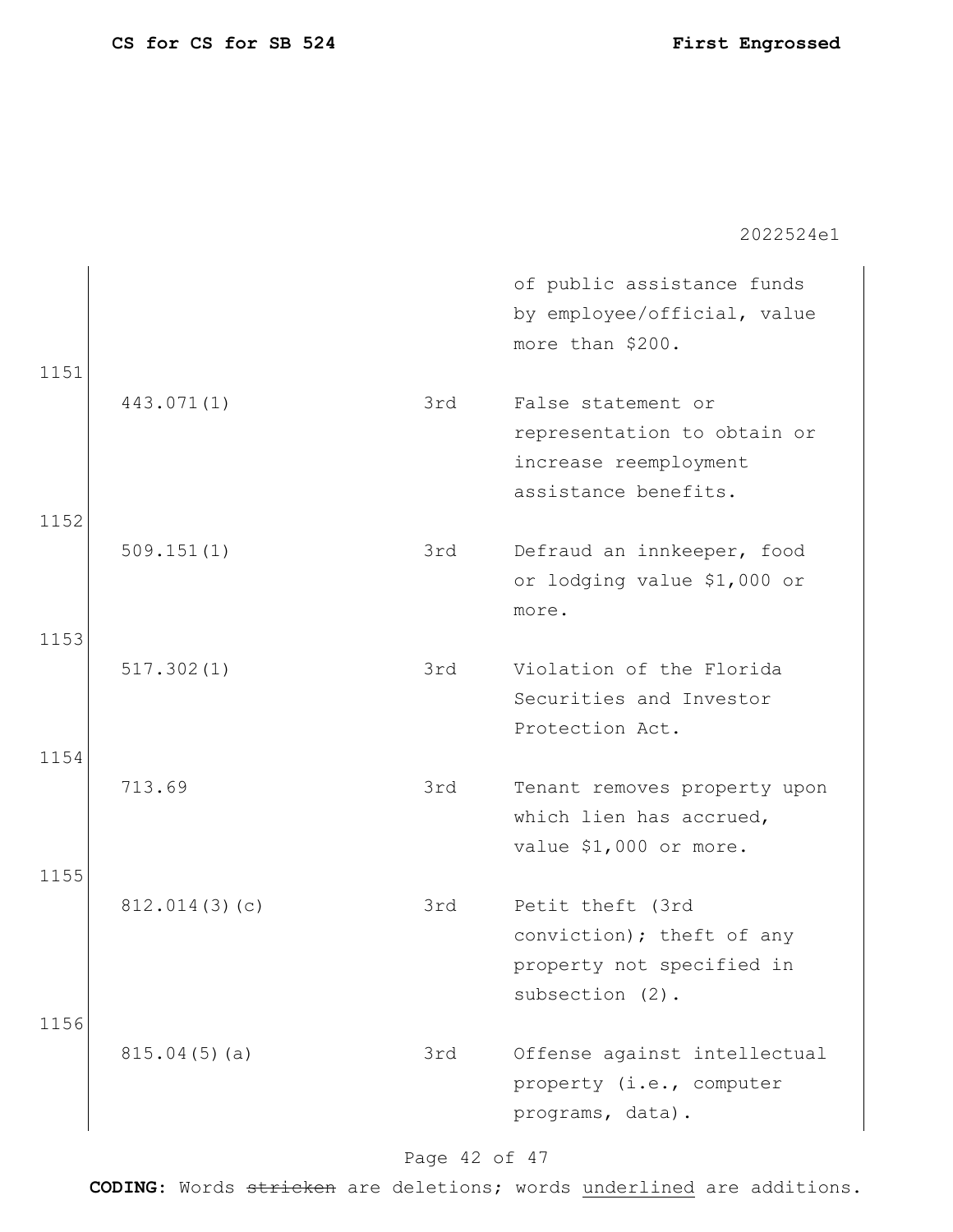| | | |
|---|---|---|
| | | of public assistance funds by employee/official, value more than $200. |
| 443.071(1) | 3rd | False statement or representation to obtain or increase reemployment assistance benefits. |
| 509.151(1) | 3rd | Defraud an innkeeper, food or lodging value $1,000 or more. |
| 517.302(1) | 3rd | Violation of the Florida Securities and Investor Protection Act. |
| 713.69 | 3rd | Tenant removes property upon which lien has accrued, value $1,000 or more. |
| 812.014(3)(c) | 3rd | Petit theft (3rd conviction); theft of any property not specified in subsection (2). |
| 815.04(5)(a) | 3rd | Offense against intellectual property (i.e., computer programs, data). |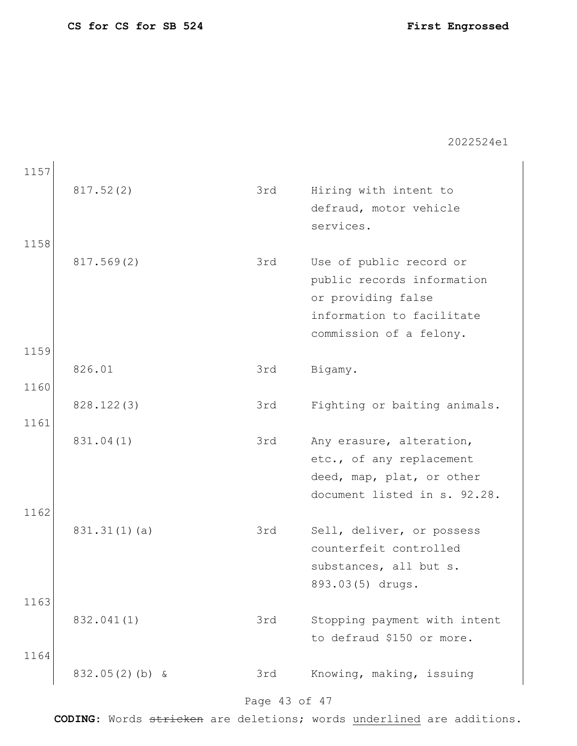| Line | Statute | Degree | Description |
|---|---|---|---|
| 1157 | 817.52(2) | 3rd | Hiring with intent to defraud, motor vehicle services. |
| 1158 | 817.569(2) | 3rd | Use of public record or public records information or providing false information to facilitate commission of a felony. |
| 1159 | 826.01 | 3rd | Bigamy. |
| 1160 | 828.122(3) | 3rd | Fighting or baiting animals. |
| 1161 | 831.04(1) | 3rd | Any erasure, alteration, etc., of any replacement deed, map, plat, or other document listed in s. 92.28. |
| 1162 | 831.31(1)(a) | 3rd | Sell, deliver, or possess counterfeit controlled substances, all but s. 893.03(5) drugs. |
| 1163 | 832.041(1) | 3rd | Stopping payment with intent to defraud $150 or more. |
| 1164 | 832.05(2)(b) & | 3rd | Knowing, making, issuing |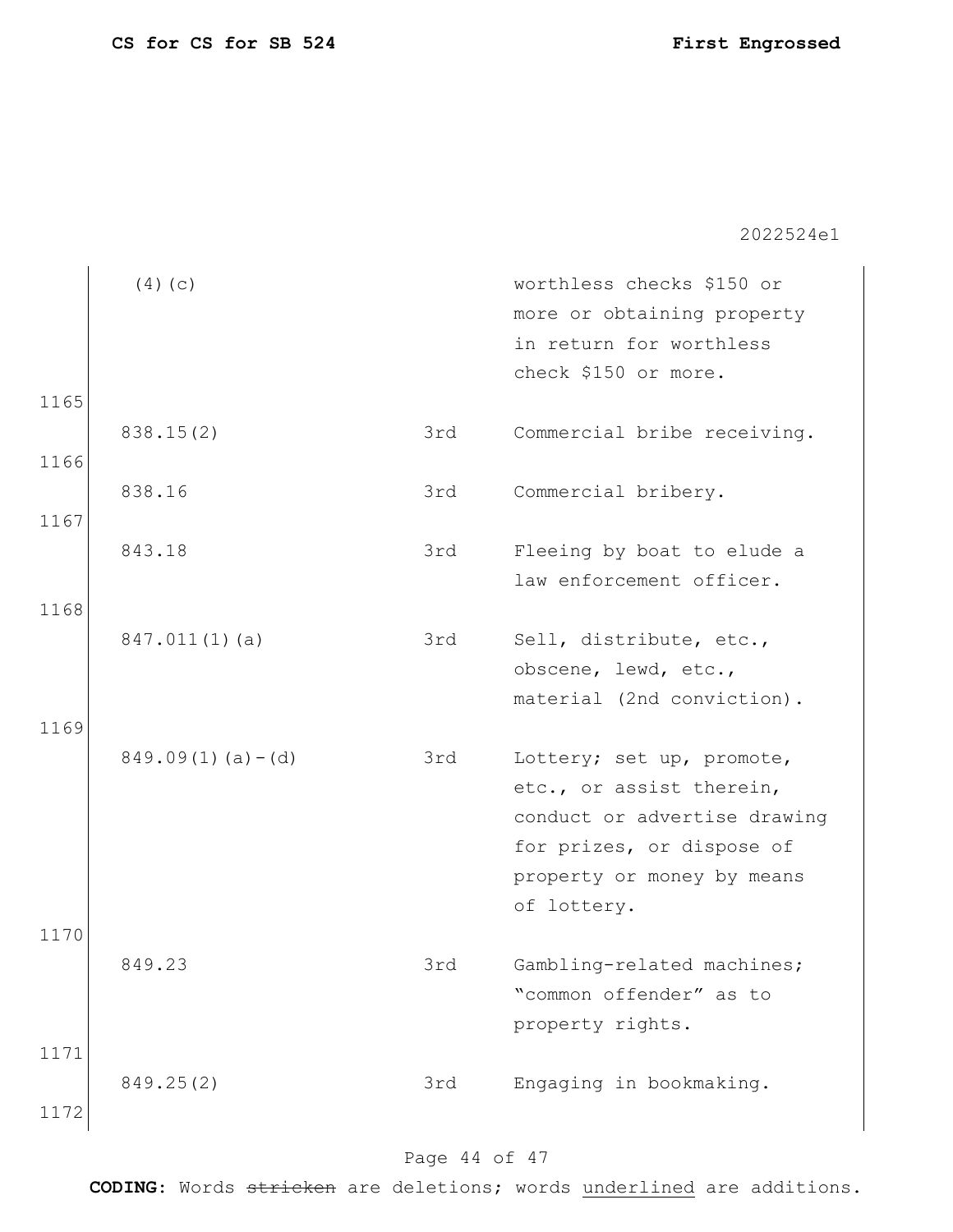| | | | |
|---|---|---|---|
| | (4)(c) | | worthless checks $150 or more or obtaining property in return for worthless check $150 or more. |
| 1165 | 838.15(2) | 3rd | Commercial bribe receiving. |
| 1166 | 838.16 | 3rd | Commercial bribery. |
| 1167 | 843.18 | 3rd | Fleeing by boat to elude a law enforcement officer. |
| 1168 | 847.011(1)(a) | 3rd | Sell, distribute, etc., obscene, lewd, etc., material (2nd conviction). |
| 1169 | 849.09(1)(a)-(d) | 3rd | Lottery; set up, promote, etc., or assist therein, conduct or advertise drawing for prizes, or dispose of property or money by means of lottery. |
| 1170 | 849.23 | 3rd | Gambling-related machines; "common offender" as to property rights. |
| 1171 | 849.25(2) | 3rd | Engaging in bookmaking. |
| 1172 | | | |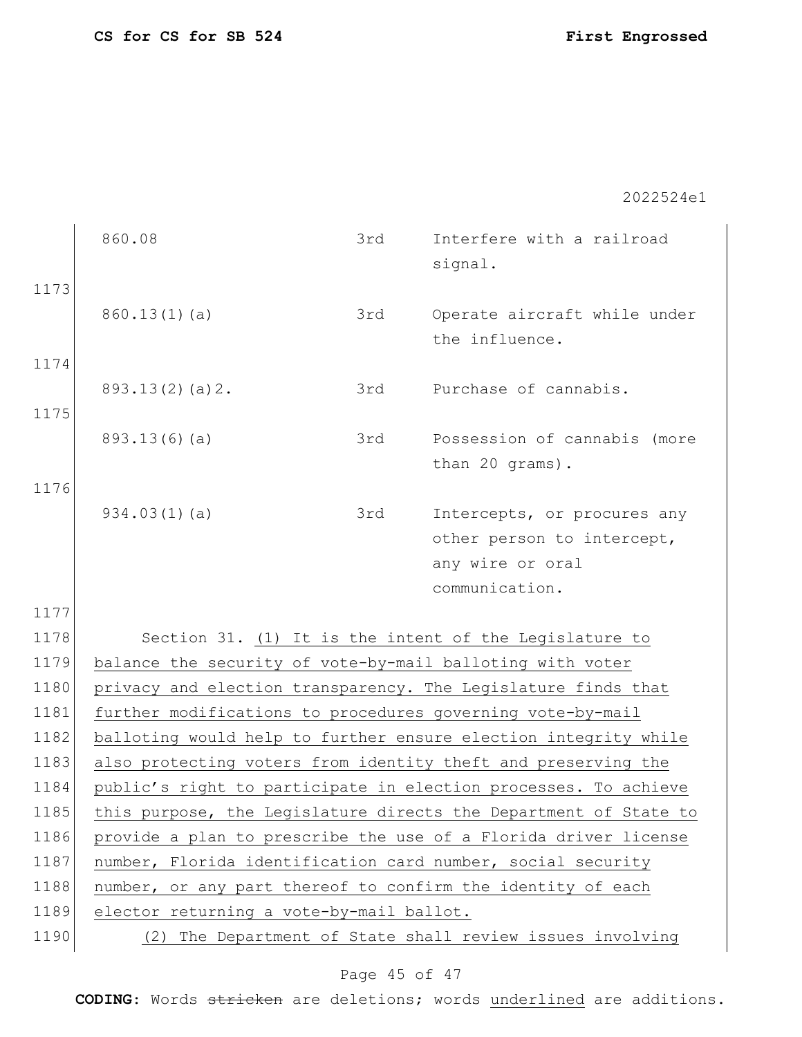| | | |
|---|---|---|
| 860.08 | 3rd | Interfere with a railroad signal. |
| 860.13(1)(a) | 3rd | Operate aircraft while under the influence. |
| 893.13(2)(a)2. | 3rd | Purchase of cannabis. |
| 893.13(6)(a) | 3rd | Possession of cannabis (more than 20 grams). |
| 934.03(1)(a) | 3rd | Intercepts, or procures any other person to intercept, any wire or oral communication. |

Section 31. <u>(1) It is the intent of the Legislature to balance the security of vote-by-mail balloting with voter privacy and election transparency. The Legislature finds that further modifications to procedures governing vote-by-mail balloting would help to further ensure election integrity while also protecting voters from identity theft and preserving the public's right to participate in election processes. To achieve this purpose, the Legislature directs the Department of State to provide a plan to prescribe the use of a Florida driver license number, Florida identification card number, social security number, or any part thereof to confirm the identity of each elector returning a vote-by-mail ballot.</u>

<u>(2) The Department of State shall review issues involving</u>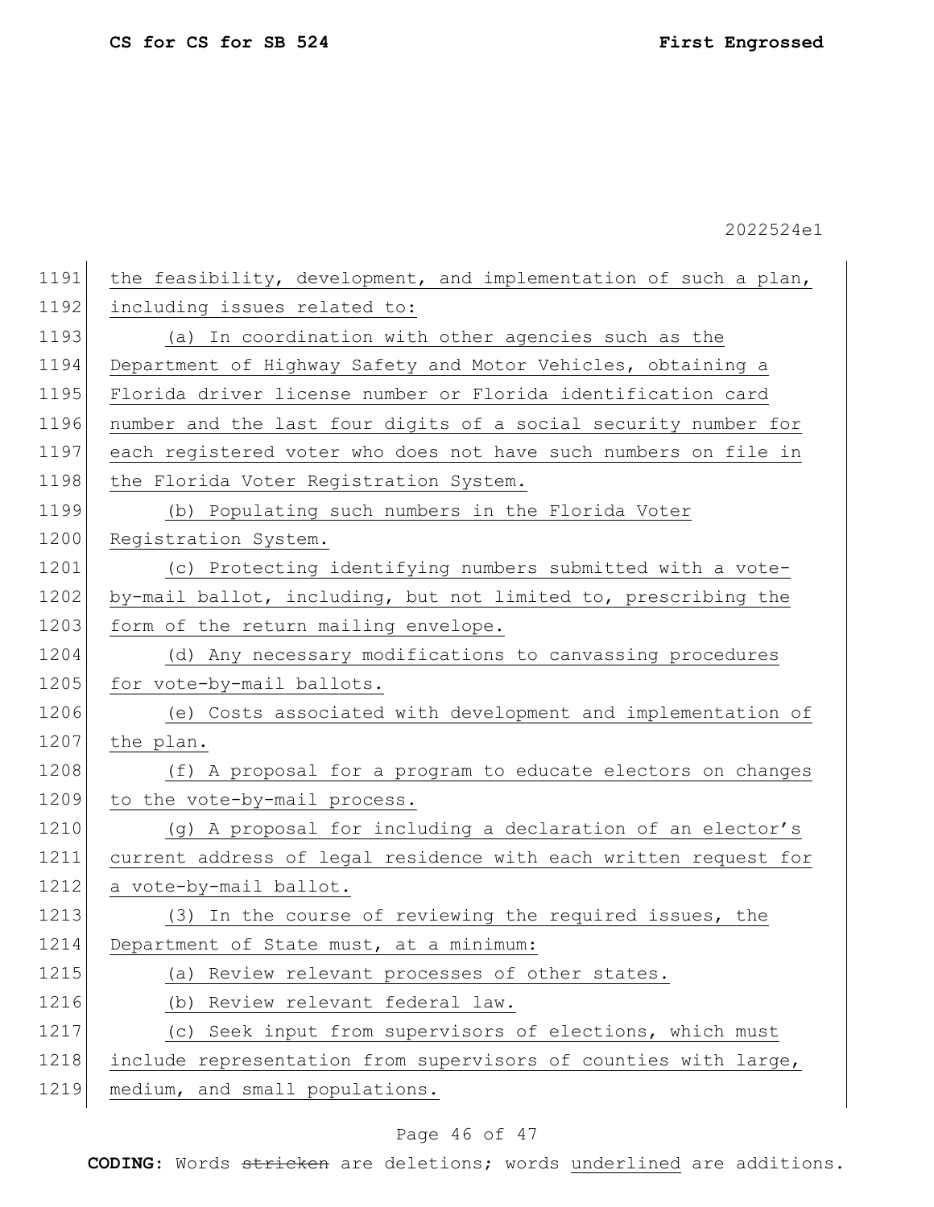the feasibility, development, and implementation of such a plan, including issues related to:

(a) In coordination with other agencies such as the Department of Highway Safety and Motor Vehicles, obtaining a Florida driver license number or Florida identification card number and the last four digits of a social security number for each registered voter who does not have such numbers on file in the Florida Voter Registration System.

(b) Populating such numbers in the Florida Voter Registration System.

(c) Protecting identifying numbers submitted with a vote-by-mail ballot, including, but not limited to, prescribing the form of the return mailing envelope.

(d) Any necessary modifications to canvassing procedures for vote-by-mail ballots.

(e) Costs associated with development and implementation of the plan.

(f) A proposal for a program to educate electors on changes to the vote-by-mail process.

(g) A proposal for including a declaration of an elector's current address of legal residence with each written request for a vote-by-mail ballot.

(3) In the course of reviewing the required issues, the Department of State must, at a minimum:

(a) Review relevant processes of other states.

(b) Review relevant federal law.

(c) Seek input from supervisors of elections, which must include representation from supervisors of counties with large, medium, and small populations.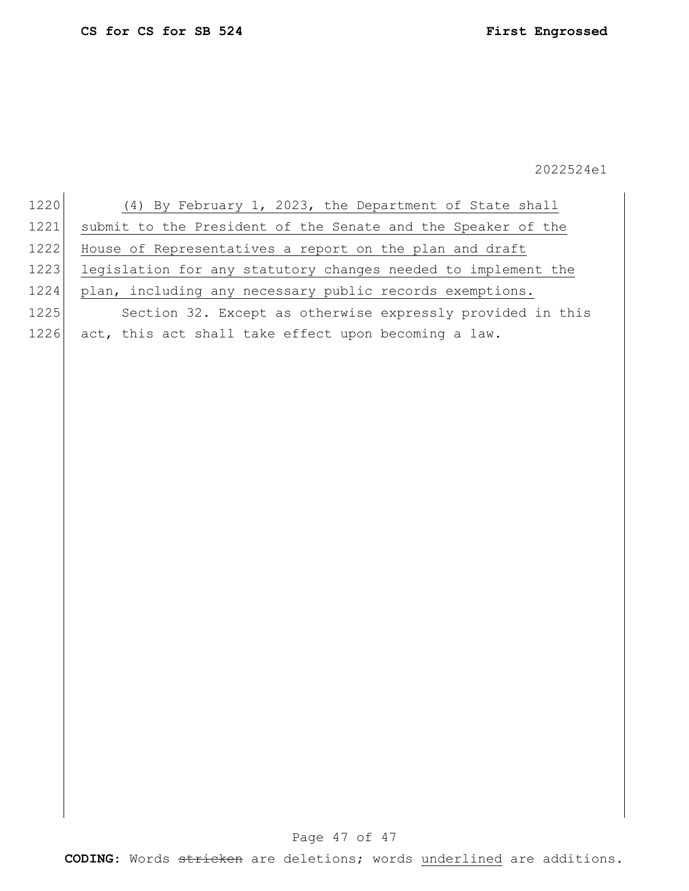(4) By February 1, 2023, the Department of State shall submit to the President of the Senate and the Speaker of the House of Representatives a report on the plan and draft legislation for any statutory changes needed to implement the plan, including any necessary public records exemptions.

Section 32. Except as otherwise expressly provided in this act, this act shall take effect upon becoming a law.